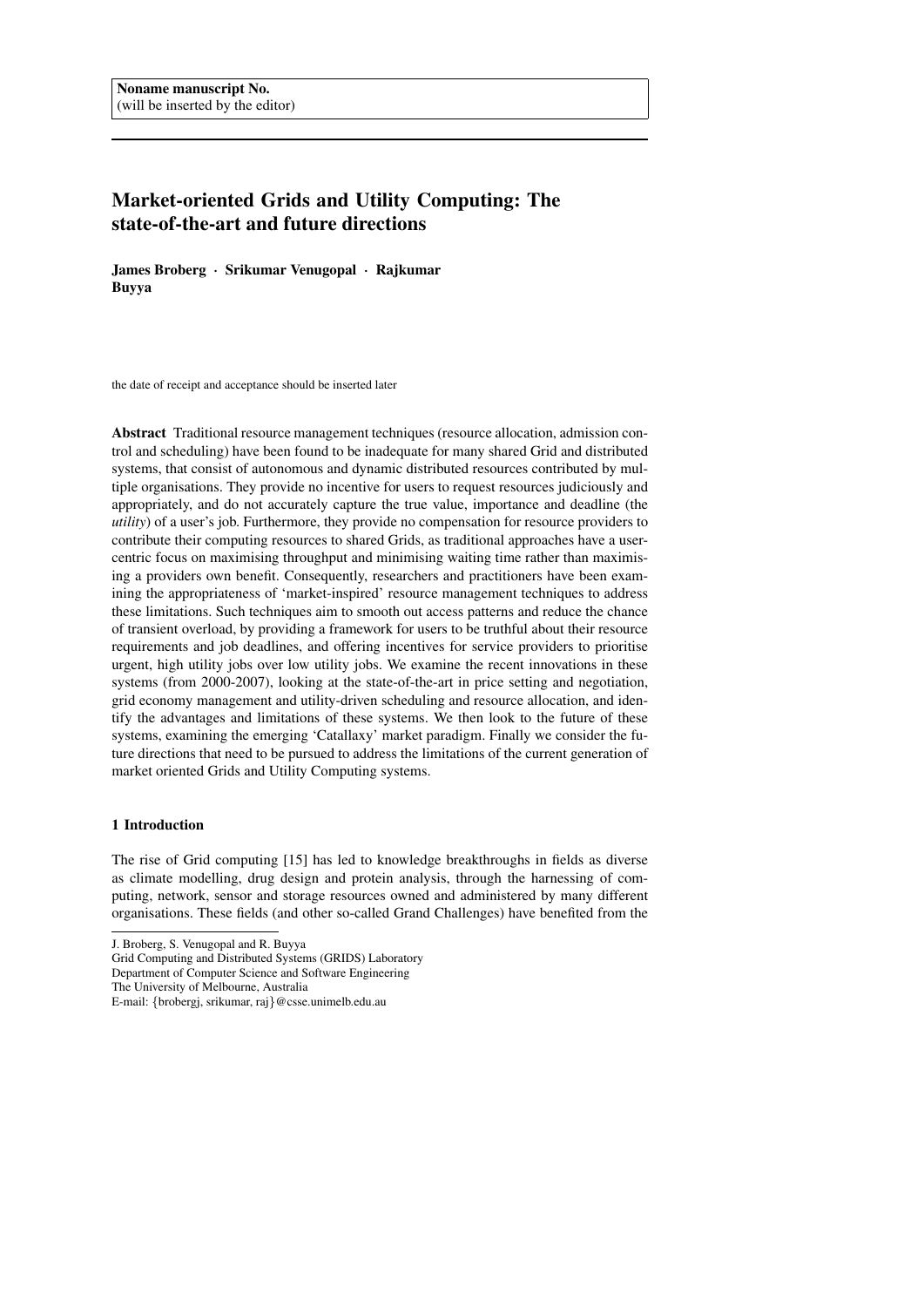Noname manuscript No.
(will be inserted by the editor)

# Market-oriented Grids and Utility Computing: The state-of-the-art and future directions

**James Broberg · Srikumar Venugopal · Rajkumar Buyya**

the date of receipt and acceptance should be inserted later

**Abstract** Traditional resource management techniques (resource allocation, admission control and scheduling) have been found to be inadequate for many shared Grid and distributed systems, that consist of autonomous and dynamic distributed resources contributed by multiple organisations. They provide no incentive for users to request resources judiciously and appropriately, and do not accurately capture the true value, importance and deadline (the *utility*) of a user's job. Furthermore, they provide no compensation for resource providers to contribute their computing resources to shared Grids, as traditional approaches have a user-centric focus on maximising throughput and minimising waiting time rather than maximising a providers own benefit. Consequently, researchers and practitioners have been examining the appropriateness of 'market-inspired' resource management techniques to address these limitations. Such techniques aim to smooth out access patterns and reduce the chance of transient overload, by providing a framework for users to be truthful about their resource requirements and job deadlines, and offering incentives for service providers to prioritise urgent, high utility jobs over low utility jobs. We examine the recent innovations in these systems (from 2000-2007), looking at the state-of-the-art in price setting and negotiation, grid economy management and utility-driven scheduling and resource allocation, and identify the advantages and limitations of these systems. We then look to the future of these systems, examining the emerging 'Catallaxy' market paradigm. Finally we consider the future directions that need to be pursued to address the limitations of the current generation of market oriented Grids and Utility Computing systems.

## 1 Introduction

The rise of Grid computing [15] has led to knowledge breakthroughs in fields as diverse as climate modelling, drug design and protein analysis, through the harnessing of computing, network, sensor and storage resources owned and administered by many different organisations. These fields (and other so-called Grand Challenges) have benefited from the

J. Broberg, S. Venugopal and R. Buyya
Grid Computing and Distributed Systems (GRIDS) Laboratory
Department of Computer Science and Software Engineering
The University of Melbourne, Australia
E-mail: {brobergj, srikumar, raj}@csse.unimelb.edu.au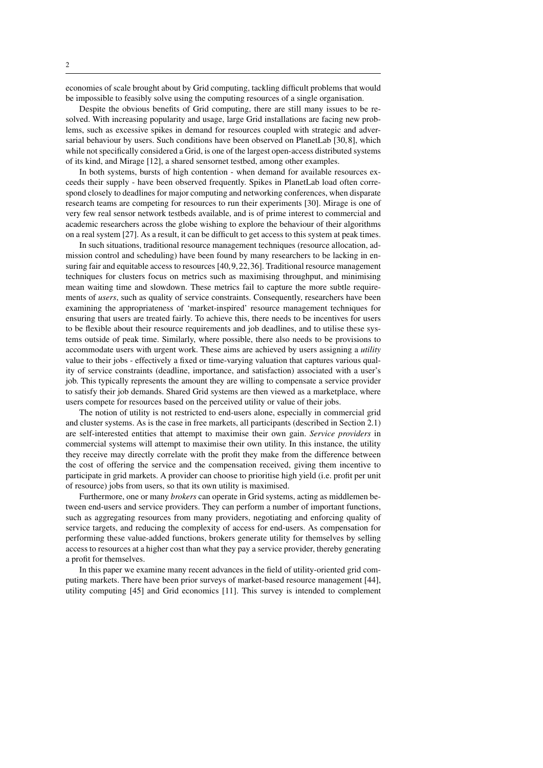economies of scale brought about by Grid computing, tackling difficult problems that would be impossible to feasibly solve using the computing resources of a single organisation.

Despite the obvious benefits of Grid computing, there are still many issues to be resolved. With increasing popularity and usage, large Grid installations are facing new problems, such as excessive spikes in demand for resources coupled with strategic and adversarial behaviour by users. Such conditions have been observed on PlanetLab [30, 8], which while not specifically considered a Grid, is one of the largest open-access distributed systems of its kind, and Mirage [12], a shared sensornet testbed, among other examples.

In both systems, bursts of high contention - when demand for available resources exceeds their supply - have been observed frequently. Spikes in PlanetLab load often correspond closely to deadlines for major computing and networking conferences, when disparate research teams are competing for resources to run their experiments [30]. Mirage is one of very few real sensor network testbeds available, and is of prime interest to commercial and academic researchers across the globe wishing to explore the behaviour of their algorithms on a real system [27]. As a result, it can be difficult to get access to this system at peak times.

In such situations, traditional resource management techniques (resource allocation, admission control and scheduling) have been found by many researchers to be lacking in ensuring fair and equitable access to resources [40, 9, 22, 36]. Traditional resource management techniques for clusters focus on metrics such as maximising throughput, and minimising mean waiting time and slowdown. These metrics fail to capture the more subtle requirements of *users*, such as quality of service constraints. Consequently, researchers have been examining the appropriateness of 'market-inspired' resource management techniques for ensuring that users are treated fairly. To achieve this, there needs to be incentives for users to be flexible about their resource requirements and job deadlines, and to utilise these systems outside of peak time. Similarly, where possible, there also needs to be provisions to accommodate users with urgent work. These aims are achieved by users assigning a *utility* value to their jobs - effectively a fixed or time-varying valuation that captures various quality of service constraints (deadline, importance, and satisfaction) associated with a user's job. This typically represents the amount they are willing to compensate a service provider to satisfy their job demands. Shared Grid systems are then viewed as a marketplace, where users compete for resources based on the perceived utility or value of their jobs.

The notion of utility is not restricted to end-users alone, especially in commercial grid and cluster systems. As is the case in free markets, all participants (described in Section 2.1) are self-interested entities that attempt to maximise their own gain. *Service providers* in commercial systems will attempt to maximise their own utility. In this instance, the utility they receive may directly correlate with the profit they make from the difference between the cost of offering the service and the compensation received, giving them incentive to participate in grid markets. A provider can choose to prioritise high yield (i.e. profit per unit of resource) jobs from users, so that its own utility is maximised.

Furthermore, one or many *brokers* can operate in Grid systems, acting as middlemen between end-users and service providers. They can perform a number of important functions, such as aggregating resources from many providers, negotiating and enforcing quality of service targets, and reducing the complexity of access for end-users. As compensation for performing these value-added functions, brokers generate utility for themselves by selling access to resources at a higher cost than what they pay a service provider, thereby generating a profit for themselves.

In this paper we examine many recent advances in the field of utility-oriented grid computing markets. There have been prior surveys of market-based resource management [44], utility computing [45] and Grid economics [11]. This survey is intended to complement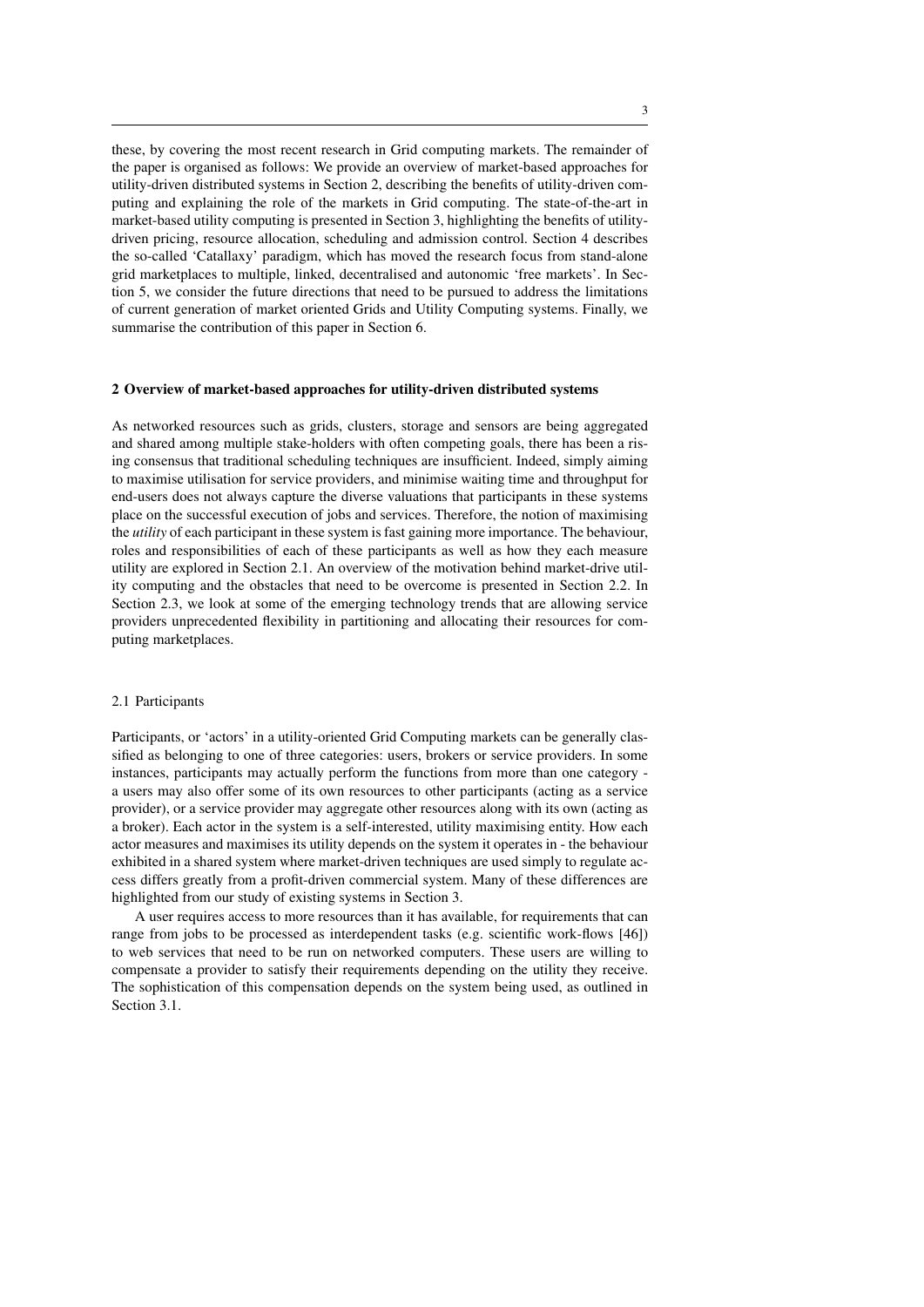these, by covering the most recent research in Grid computing markets. The remainder of the paper is organised as follows: We provide an overview of market-based approaches for utility-driven distributed systems in Section 2, describing the benefits of utility-driven computing and explaining the role of the markets in Grid computing. The state-of-the-art in market-based utility computing is presented in Section 3, highlighting the benefits of utility-driven pricing, resource allocation, scheduling and admission control. Section 4 describes the so-called 'Catallaxy' paradigm, which has moved the research focus from stand-alone grid marketplaces to multiple, linked, decentralised and autonomic 'free markets'. In Section 5, we consider the future directions that need to be pursued to address the limitations of current generation of market oriented Grids and Utility Computing systems. Finally, we summarise the contribution of this paper in Section 6.

## 2 Overview of market-based approaches for utility-driven distributed systems

As networked resources such as grids, clusters, storage and sensors are being aggregated and shared among multiple stake-holders with often competing goals, there has been a rising consensus that traditional scheduling techniques are insufficient. Indeed, simply aiming to maximise utilisation for service providers, and minimise waiting time and throughput for end-users does not always capture the diverse valuations that participants in these systems place on the successful execution of jobs and services. Therefore, the notion of maximising the *utility* of each participant in these system is fast gaining more importance. The behaviour, roles and responsibilities of each of these participants as well as how they each measure utility are explored in Section 2.1. An overview of the motivation behind market-drive utility computing and the obstacles that need to be overcome is presented in Section 2.2. In Section 2.3, we look at some of the emerging technology trends that are allowing service providers unprecedented flexibility in partitioning and allocating their resources for computing marketplaces.

### 2.1 Participants

Participants, or 'actors' in a utility-oriented Grid Computing markets can be generally classified as belonging to one of three categories: users, brokers or service providers. In some instances, participants may actually perform the functions from more than one category - a users may also offer some of its own resources to other participants (acting as a service provider), or a service provider may aggregate other resources along with its own (acting as a broker). Each actor in the system is a self-interested, utility maximising entity. How each actor measures and maximises its utility depends on the system it operates in - the behaviour exhibited in a shared system where market-driven techniques are used simply to regulate access differs greatly from a profit-driven commercial system. Many of these differences are highlighted from our study of existing systems in Section 3.

A user requires access to more resources than it has available, for requirements that can range from jobs to be processed as interdependent tasks (e.g. scientific work-flows [46]) to web services that need to be run on networked computers. These users are willing to compensate a provider to satisfy their requirements depending on the utility they receive. The sophistication of this compensation depends on the system being used, as outlined in Section 3.1.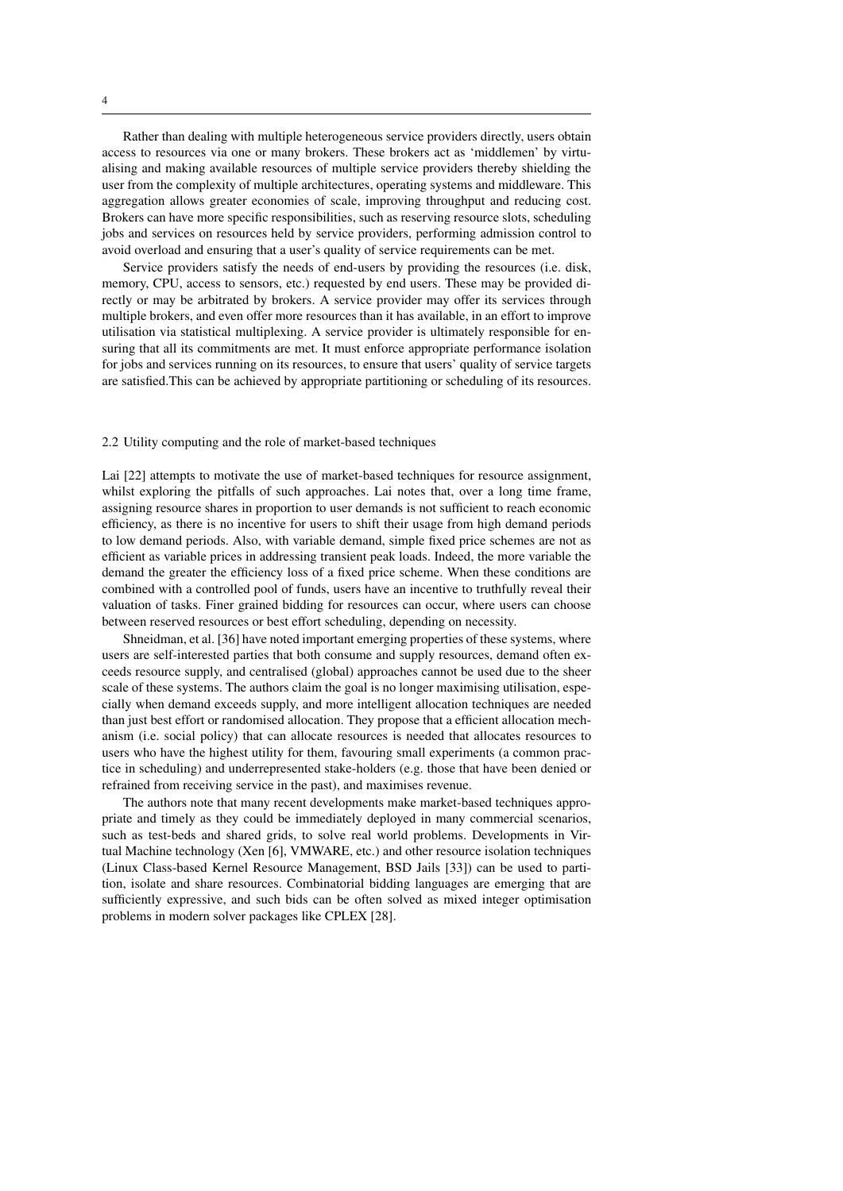Rather than dealing with multiple heterogeneous service providers directly, users obtain access to resources via one or many brokers. These brokers act as 'middlemen' by virtualising and making available resources of multiple service providers thereby shielding the user from the complexity of multiple architectures, operating systems and middleware. This aggregation allows greater economies of scale, improving throughput and reducing cost. Brokers can have more specific responsibilities, such as reserving resource slots, scheduling jobs and services on resources held by service providers, performing admission control to avoid overload and ensuring that a user's quality of service requirements can be met.

Service providers satisfy the needs of end-users by providing the resources (i.e. disk, memory, CPU, access to sensors, etc.) requested by end users. These may be provided directly or may be arbitrated by brokers. A service provider may offer its services through multiple brokers, and even offer more resources than it has available, in an effort to improve utilisation via statistical multiplexing. A service provider is ultimately responsible for ensuring that all its commitments are met. It must enforce appropriate performance isolation for jobs and services running on its resources, to ensure that users' quality of service targets are satisfied.This can be achieved by appropriate partitioning or scheduling of its resources.

### 2.2 Utility computing and the role of market-based techniques

Lai [22] attempts to motivate the use of market-based techniques for resource assignment, whilst exploring the pitfalls of such approaches. Lai notes that, over a long time frame, assigning resource shares in proportion to user demands is not sufficient to reach economic efficiency, as there is no incentive for users to shift their usage from high demand periods to low demand periods. Also, with variable demand, simple fixed price schemes are not as efficient as variable prices in addressing transient peak loads. Indeed, the more variable the demand the greater the efficiency loss of a fixed price scheme. When these conditions are combined with a controlled pool of funds, users have an incentive to truthfully reveal their valuation of tasks. Finer grained bidding for resources can occur, where users can choose between reserved resources or best effort scheduling, depending on necessity.

Shneidman, et al. [36] have noted important emerging properties of these systems, where users are self-interested parties that both consume and supply resources, demand often exceeds resource supply, and centralised (global) approaches cannot be used due to the sheer scale of these systems. The authors claim the goal is no longer maximising utilisation, especially when demand exceeds supply, and more intelligent allocation techniques are needed than just best effort or randomised allocation. They propose that a efficient allocation mechanism (i.e. social policy) that can allocate resources is needed that allocates resources to users who have the highest utility for them, favouring small experiments (a common practice in scheduling) and underrepresented stake-holders (e.g. those that have been denied or refrained from receiving service in the past), and maximises revenue.

The authors note that many recent developments make market-based techniques appropriate and timely as they could be immediately deployed in many commercial scenarios, such as test-beds and shared grids, to solve real world problems. Developments in Virtual Machine technology (Xen [6], VMWARE, etc.) and other resource isolation techniques (Linux Class-based Kernel Resource Management, BSD Jails [33]) can be used to partition, isolate and share resources. Combinatorial bidding languages are emerging that are sufficiently expressive, and such bids can be often solved as mixed integer optimisation problems in modern solver packages like CPLEX [28].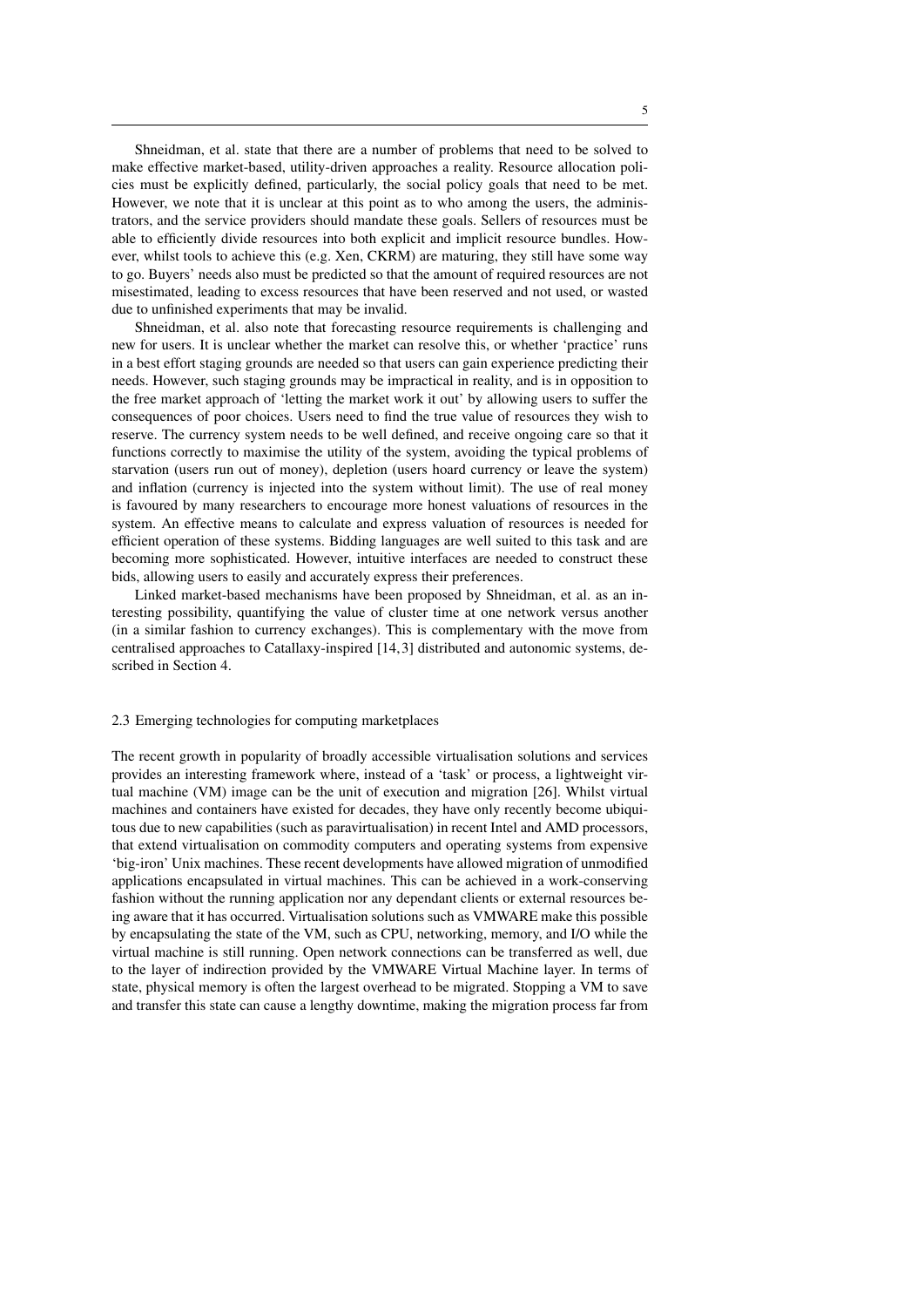Shneidman, et al. state that there are a number of problems that need to be solved to make effective market-based, utility-driven approaches a reality. Resource allocation policies must be explicitly defined, particularly, the social policy goals that need to be met. However, we note that it is unclear at this point as to who among the users, the administrators, and the service providers should mandate these goals. Sellers of resources must be able to efficiently divide resources into both explicit and implicit resource bundles. However, whilst tools to achieve this (e.g. Xen, CKRM) are maturing, they still have some way to go. Buyers' needs also must be predicted so that the amount of required resources are not misestimated, leading to excess resources that have been reserved and not used, or wasted due to unfinished experiments that may be invalid.

Shneidman, et al. also note that forecasting resource requirements is challenging and new for users. It is unclear whether the market can resolve this, or whether 'practice' runs in a best effort staging grounds are needed so that users can gain experience predicting their needs. However, such staging grounds may be impractical in reality, and is in opposition to the free market approach of 'letting the market work it out' by allowing users to suffer the consequences of poor choices. Users need to find the true value of resources they wish to reserve. The currency system needs to be well defined, and receive ongoing care so that it functions correctly to maximise the utility of the system, avoiding the typical problems of starvation (users run out of money), depletion (users hoard currency or leave the system) and inflation (currency is injected into the system without limit). The use of real money is favoured by many researchers to encourage more honest valuations of resources in the system. An effective means to calculate and express valuation of resources is needed for efficient operation of these systems. Bidding languages are well suited to this task and are becoming more sophisticated. However, intuitive interfaces are needed to construct these bids, allowing users to easily and accurately express their preferences.

Linked market-based mechanisms have been proposed by Shneidman, et al. as an interesting possibility, quantifying the value of cluster time at one network versus another (in a similar fashion to currency exchanges). This is complementary with the move from centralised approaches to Catallaxy-inspired [14, 3] distributed and autonomic systems, described in Section 4.

### 2.3 Emerging technologies for computing marketplaces

The recent growth in popularity of broadly accessible virtualisation solutions and services provides an interesting framework where, instead of a 'task' or process, a lightweight virtual machine (VM) image can be the unit of execution and migration [26]. Whilst virtual machines and containers have existed for decades, they have only recently become ubiquitous due to new capabilities (such as paravirtualisation) in recent Intel and AMD processors, that extend virtualisation on commodity computers and operating systems from expensive 'big-iron' Unix machines. These recent developments have allowed migration of unmodified applications encapsulated in virtual machines. This can be achieved in a work-conserving fashion without the running application nor any dependant clients or external resources being aware that it has occurred. Virtualisation solutions such as VMWARE make this possible by encapsulating the state of the VM, such as CPU, networking, memory, and I/O while the virtual machine is still running. Open network connections can be transferred as well, due to the layer of indirection provided by the VMWARE Virtual Machine layer. In terms of state, physical memory is often the largest overhead to be migrated. Stopping a VM to save and transfer this state can cause a lengthy downtime, making the migration process far from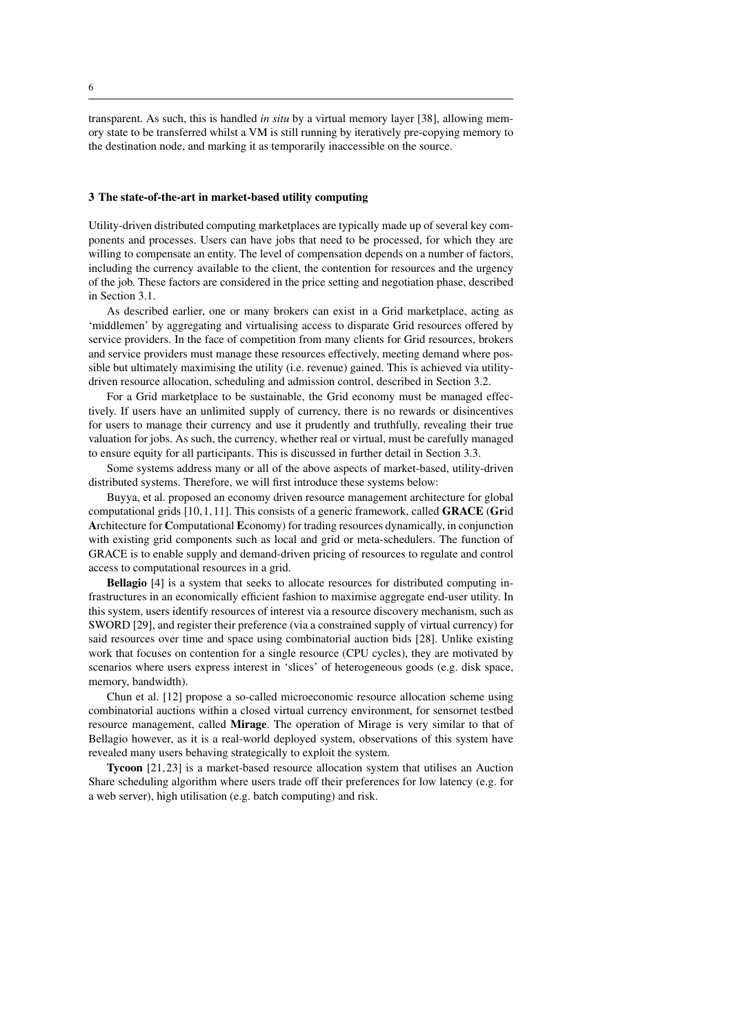transparent. As such, this is handled *in situ* by a virtual memory layer [38], allowing memory state to be transferred whilst a VM is still running by iteratively pre-copying memory to the destination node, and marking it as temporarily inaccessible on the source.

## 3 The state-of-the-art in market-based utility computing

Utility-driven distributed computing marketplaces are typically made up of several key components and processes. Users can have jobs that need to be processed, for which they are willing to compensate an entity. The level of compensation depends on a number of factors, including the currency available to the client, the contention for resources and the urgency of the job. These factors are considered in the price setting and negotiation phase, described in Section 3.1.

As described earlier, one or many brokers can exist in a Grid marketplace, acting as 'middlemen' by aggregating and virtualising access to disparate Grid resources offered by service providers. In the face of competition from many clients for Grid resources, brokers and service providers must manage these resources effectively, meeting demand where possible but ultimately maximising the utility (i.e. revenue) gained. This is achieved via utility-driven resource allocation, scheduling and admission control, described in Section 3.2.

For a Grid marketplace to be sustainable, the Grid economy must be managed effectively. If users have an unlimited supply of currency, there is no rewards or disincentives for users to manage their currency and use it prudently and truthfully, revealing their true valuation for jobs. As such, the currency, whether real or virtual, must be carefully managed to ensure equity for all participants. This is discussed in further detail in Section 3.3.

Some systems address many or all of the above aspects of market-based, utility-driven distributed systems. Therefore, we will first introduce these systems below:

Buyya, et al. proposed an economy driven resource management architecture for global computational grids [10, 1, 11]. This consists of a generic framework, called **GRACE** (**Gr**id **A**rchitecture for **C**omputational **E**conomy) for trading resources dynamically, in conjunction with existing grid components such as local and grid or meta-schedulers. The function of GRACE is to enable supply and demand-driven pricing of resources to regulate and control access to computational resources in a grid.

**Bellagio** [4] is a system that seeks to allocate resources for distributed computing infrastructures in an economically efficient fashion to maximise aggregate end-user utility. In this system, users identify resources of interest via a resource discovery mechanism, such as SWORD [29], and register their preference (via a constrained supply of virtual currency) for said resources over time and space using combinatorial auction bids [28]. Unlike existing work that focuses on contention for a single resource (CPU cycles), they are motivated by scenarios where users express interest in 'slices' of heterogeneous goods (e.g. disk space, memory, bandwidth).

Chun et al. [12] propose a so-called microeconomic resource allocation scheme using combinatorial auctions within a closed virtual currency environment, for sensornet testbed resource management, called **Mirage**. The operation of Mirage is very similar to that of Bellagio however, as it is a real-world deployed system, observations of this system have revealed many users behaving strategically to exploit the system.

**Tycoon** [21, 23] is a market-based resource allocation system that utilises an Auction Share scheduling algorithm where users trade off their preferences for low latency (e.g. for a web server), high utilisation (e.g. batch computing) and risk.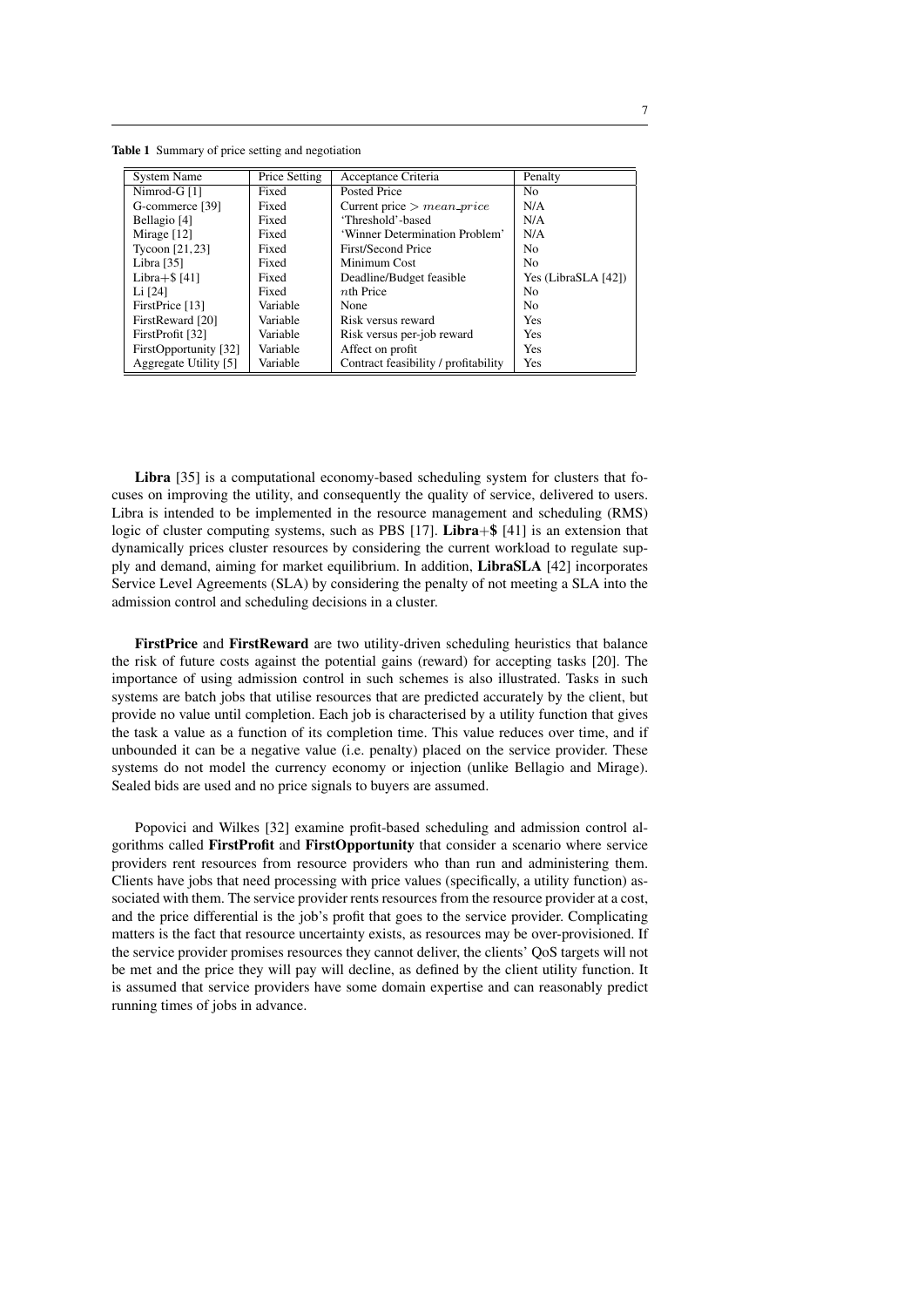**Table 1** Summary of price setting and negotiation

| System Name | Price Setting | Acceptance Criteria | Penalty |
|---|---|---|---|
| Nimrod-G [1] | Fixed | Posted Price | No |
| G-commerce [39] | Fixed | Current price $> mean\_price$ | N/A |
| Bellagio [4] | Fixed | 'Threshold'-based | N/A |
| Mirage [12] | Fixed | 'Winner Determination Problem' | N/A |
| Tycoon [21, 23] | Fixed | First/Second Price | No |
| Libra [35] | Fixed | Minimum Cost | No |
| Libra+$ [41] | Fixed | Deadline/Budget feasible | Yes (LibraSLA [42]) |
| Li [24] | Fixed | $n$th Price | No |
| FirstPrice [13] | Variable | None | No |
| FirstReward [20] | Variable | Risk versus reward | Yes |
| FirstProfit [32] | Variable | Risk versus per-job reward | Yes |
| FirstOpportunity [32] | Variable | Affect on profit | Yes |
| Aggregate Utility [5] | Variable | Contract feasibility / profitability | Yes |

**Libra** [35] is a computational economy-based scheduling system for clusters that focuses on improving the utility, and consequently the quality of service, delivered to users. Libra is intended to be implemented in the resource management and scheduling (RMS) logic of cluster computing systems, such as PBS [17]. **Libra+$** [41] is an extension that dynamically prices cluster resources by considering the current workload to regulate supply and demand, aiming for market equilibrium. In addition, **LibraSLA** [42] incorporates Service Level Agreements (SLA) by considering the penalty of not meeting a SLA into the admission control and scheduling decisions in a cluster.

**FirstPrice** and **FirstReward** are two utility-driven scheduling heuristics that balance the risk of future costs against the potential gains (reward) for accepting tasks [20]. The importance of using admission control in such schemes is also illustrated. Tasks in such systems are batch jobs that utilise resources that are predicted accurately by the client, but provide no value until completion. Each job is characterised by a utility function that gives the task a value as a function of its completion time. This value reduces over time, and if unbounded it can be a negative value (i.e. penalty) placed on the service provider. These systems do not model the currency economy or injection (unlike Bellagio and Mirage). Sealed bids are used and no price signals to buyers are assumed.

Popovici and Wilkes [32] examine profit-based scheduling and admission control algorithms called **FirstProfit** and **FirstOpportunity** that consider a scenario where service providers rent resources from resource providers who than run and administering them. Clients have jobs that need processing with price values (specifically, a utility function) associated with them. The service provider rents resources from the resource provider at a cost, and the price differential is the job's profit that goes to the service provider. Complicating matters is the fact that resource uncertainty exists, as resources may be over-provisioned. If the service provider promises resources they cannot deliver, the clients' QoS targets will not be met and the price they will pay will decline, as defined by the client utility function. It is assumed that service providers have some domain expertise and can reasonably predict running times of jobs in advance.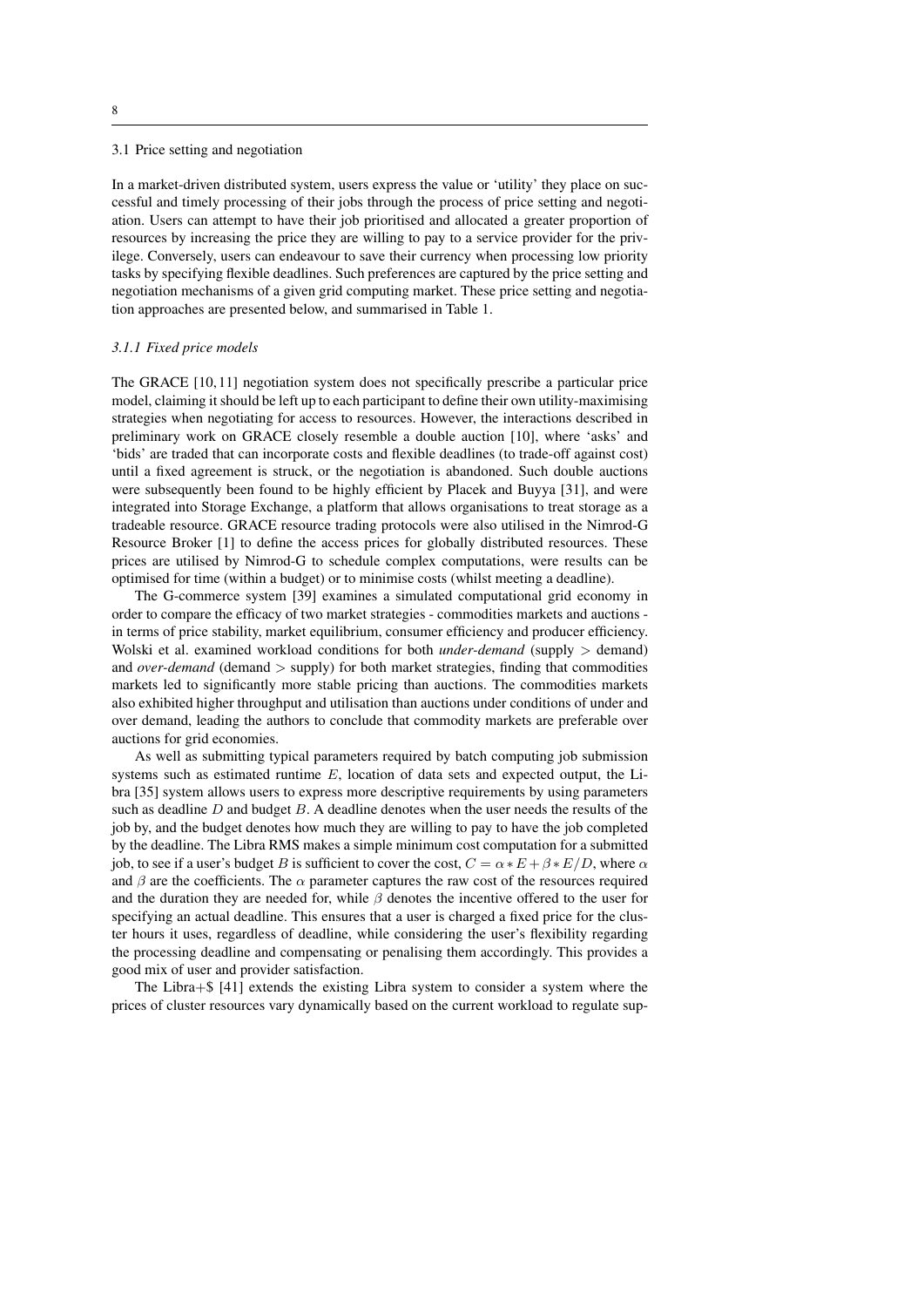### 3.1 Price setting and negotiation

In a market-driven distributed system, users express the value or 'utility' they place on successful and timely processing of their jobs through the process of price setting and negotiation. Users can attempt to have their job prioritised and allocated a greater proportion of resources by increasing the price they are willing to pay to a service provider for the privilege. Conversely, users can endeavour to save their currency when processing low priority tasks by specifying flexible deadlines. Such preferences are captured by the price setting and negotiation mechanisms of a given grid computing market. These price setting and negotiation approaches are presented below, and summarised in Table 1.

#### *3.1.1 Fixed price models*

The GRACE [10, 11] negotiation system does not specifically prescribe a particular price model, claiming it should be left up to each participant to define their own utility-maximising strategies when negotiating for access to resources. However, the interactions described in preliminary work on GRACE closely resemble a double auction [10], where 'asks' and 'bids' are traded that can incorporate costs and flexible deadlines (to trade-off against cost) until a fixed agreement is struck, or the negotiation is abandoned. Such double auctions were subsequently been found to be highly efficient by Placek and Buyya [31], and were integrated into Storage Exchange, a platform that allows organisations to treat storage as a tradeable resource. GRACE resource trading protocols were also utilised in the Nimrod-G Resource Broker [1] to define the access prices for globally distributed resources. These prices are utilised by Nimrod-G to schedule complex computations, were results can be optimised for time (within a budget) or to minimise costs (whilst meeting a deadline).

The G-commerce system [39] examines a simulated computational grid economy in order to compare the efficacy of two market strategies - commodities markets and auctions - in terms of price stability, market equilibrium, consumer efficiency and producer efficiency. Wolski et al. examined workload conditions for both *under-demand* (supply > demand) and *over-demand* (demand > supply) for both market strategies, finding that commodities markets led to significantly more stable pricing than auctions. The commodities markets also exhibited higher throughput and utilisation than auctions under conditions of under and over demand, leading the authors to conclude that commodity markets are preferable over auctions for grid economies.

As well as submitting typical parameters required by batch computing job submission systems such as estimated runtime $E$, location of data sets and expected output, the Libra [35] system allows users to express more descriptive requirements by using parameters such as deadline $D$ and budget $B$. A deadline denotes when the user needs the results of the job by, and the budget denotes how much they are willing to pay to have the job completed by the deadline. The Libra RMS makes a simple minimum cost computation for a submitted job, to see if a user's budget $B$ is sufficient to cover the cost, $C = \alpha * E + \beta * E/D$, where $\alpha$ and $\beta$ are the coefficients. The $\alpha$ parameter captures the raw cost of the resources required and the duration they are needed for, while $\beta$ denotes the incentive offered to the user for specifying an actual deadline. This ensures that a user is charged a fixed price for the cluster hours it uses, regardless of deadline, while considering the user's flexibility regarding the processing deadline and compensating or penalising them accordingly. This provides a good mix of user and provider satisfaction.

The Libra+$ [41] extends the existing Libra system to consider a system where the prices of cluster resources vary dynamically based on the current workload to regulate sup-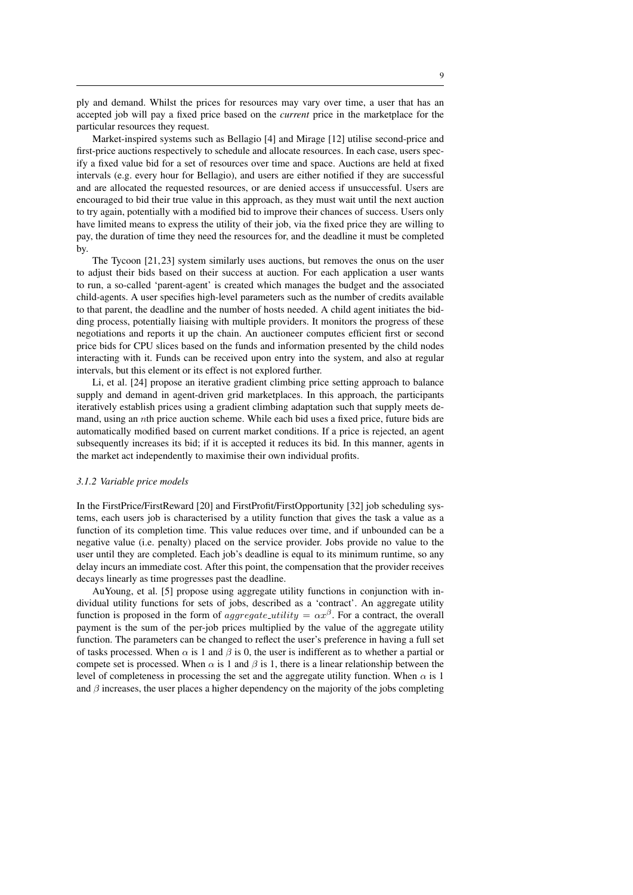ply and demand. Whilst the prices for resources may vary over time, a user that has an accepted job will pay a fixed price based on the *current* price in the marketplace for the particular resources they request.

Market-inspired systems such as Bellagio [4] and Mirage [12] utilise second-price and first-price auctions respectively to schedule and allocate resources. In each case, users specify a fixed value bid for a set of resources over time and space. Auctions are held at fixed intervals (e.g. every hour for Bellagio), and users are either notified if they are successful and are allocated the requested resources, or are denied access if unsuccessful. Users are encouraged to bid their true value in this approach, as they must wait until the next auction to try again, potentially with a modified bid to improve their chances of success. Users only have limited means to express the utility of their job, via the fixed price they are willing to pay, the duration of time they need the resources for, and the deadline it must be completed by.

The Tycoon [21,23] system similarly uses auctions, but removes the onus on the user to adjust their bids based on their success at auction. For each application a user wants to run, a so-called 'parent-agent' is created which manages the budget and the associated child-agents. A user specifies high-level parameters such as the number of credits available to that parent, the deadline and the number of hosts needed. A child agent initiates the bidding process, potentially liaising with multiple providers. It monitors the progress of these negotiations and reports it up the chain. An auctioneer computes efficient first or second price bids for CPU slices based on the funds and information presented by the child nodes interacting with it. Funds can be received upon entry into the system, and also at regular intervals, but this element or its effect is not explored further.

Li, et al. [24] propose an iterative gradient climbing price setting approach to balance supply and demand in agent-driven grid marketplaces. In this approach, the participants iteratively establish prices using a gradient climbing adaptation such that supply meets demand, using an $n$th price auction scheme. While each bid uses a fixed price, future bids are automatically modified based on current market conditions. If a price is rejected, an agent subsequently increases its bid; if it is accepted it reduces its bid. In this manner, agents in the market act independently to maximise their own individual profits.

### *3.1.2 Variable price models*

In the FirstPrice/FirstReward [20] and FirstProfit/FirstOpportunity [32] job scheduling systems, each users job is characterised by a utility function that gives the task a value as a function of its completion time. This value reduces over time, and if unbounded can be a negative value (i.e. penalty) placed on the service provider. Jobs provide no value to the user until they are completed. Each job's deadline is equal to its minimum runtime, so any delay incurs an immediate cost. After this point, the compensation that the provider receives decays linearly as time progresses past the deadline.

AuYoung, et al. [5] propose using aggregate utility functions in conjunction with individual utility functions for sets of jobs, described as a 'contract'. An aggregate utility function is proposed in the form of $aggregate\_utility = \alpha x^{\beta}$. For a contract, the overall payment is the sum of the per-job prices multiplied by the value of the aggregate utility function. The parameters can be changed to reflect the user's preference in having a full set of tasks processed. When $\alpha$ is 1 and $\beta$ is 0, the user is indifferent as to whether a partial or compete set is processed. When $\alpha$ is 1 and $\beta$ is 1, there is a linear relationship between the level of completeness in processing the set and the aggregate utility function. When $\alpha$ is 1 and $\beta$ increases, the user places a higher dependency on the majority of the jobs completing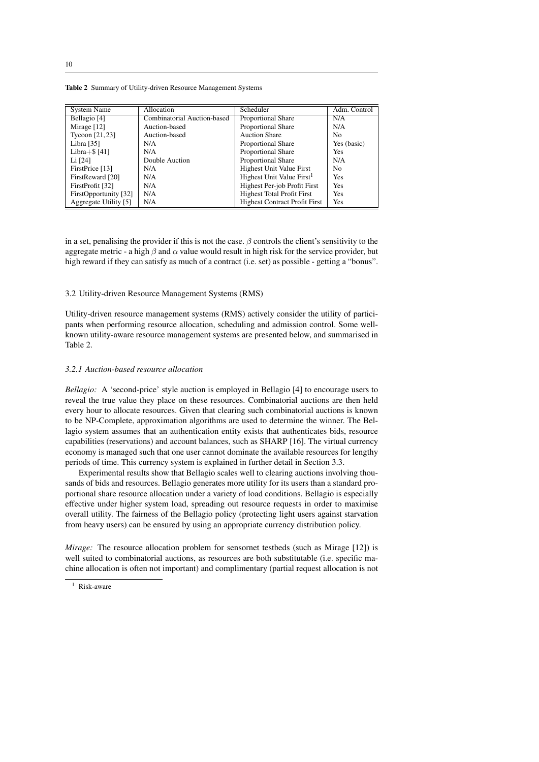**Table 2** Summary of Utility-driven Resource Management Systems

| System Name | Allocation | Scheduler | Adm. Control |
|---|---|---|---|
| Bellagio [4] | Combinatorial Auction-based | Proportional Share | N/A |
| Mirage [12] | Auction-based | Proportional Share | N/A |
| Tycoon [21, 23] | Auction-based | Auction Share | No |
| Libra [35] | N/A | Proportional Share | Yes (basic) |
| Libra+$ [41] | N/A | Proportional Share | Yes |
| Li [24] | Double Auction | Proportional Share | N/A |
| FirstPrice [13] | N/A | Highest Unit Value First | No |
| FirstReward [20] | N/A | Highest Unit Value First[1] | Yes |
| FirstProfit [32] | N/A | Highest Per-job Profit First | Yes |
| FirstOpportunity [32] | N/A | Highest Total Profit First | Yes |
| Aggregate Utility [5] | N/A | Highest Contract Profit First | Yes |

in a set, penalising the provider if this is not the case. $\beta$ controls the client's sensitivity to the aggregate metric - a high $\beta$ and $\alpha$ value would result in high risk for the service provider, but high reward if they can satisfy as much of a contract (i.e. set) as possible - getting a "bonus".

## 3.2 Utility-driven Resource Management Systems (RMS)

Utility-driven resource management systems (RMS) actively consider the utility of participants when performing resource allocation, scheduling and admission control. Some well-known utility-aware resource management systems are presented below, and summarised in Table 2.

### *3.2.1 Auction-based resource allocation*

*Bellagio:* A 'second-price' style auction is employed in Bellagio [4] to encourage users to reveal the true value they place on these resources. Combinatorial auctions are then held every hour to allocate resources. Given that clearing such combinatorial auctions is known to be NP-Complete, approximation algorithms are used to determine the winner. The Bellagio system assumes that an authentication entity exists that authenticates bids, resource capabilities (reservations) and account balances, such as SHARP [16]. The virtual currency economy is managed such that one user cannot dominate the available resources for lengthy periods of time. This currency system is explained in further detail in Section 3.3.

Experimental results show that Bellagio scales well to clearing auctions involving thousands of bids and resources. Bellagio generates more utility for its users than a standard proportional share resource allocation under a variety of load conditions. Bellagio is especially effective under higher system load, spreading out resource requests in order to maximise overall utility. The fairness of the Bellagio policy (protecting light users against starvation from heavy users) can be ensured by using an appropriate currency distribution policy.

*Mirage:* The resource allocation problem for sensornet testbeds (such as Mirage [12]) is well suited to combinatorial auctions, as resources are both substitutable (i.e. specific machine allocation is often not important) and complimentary (partial request allocation is not

[1] Risk-aware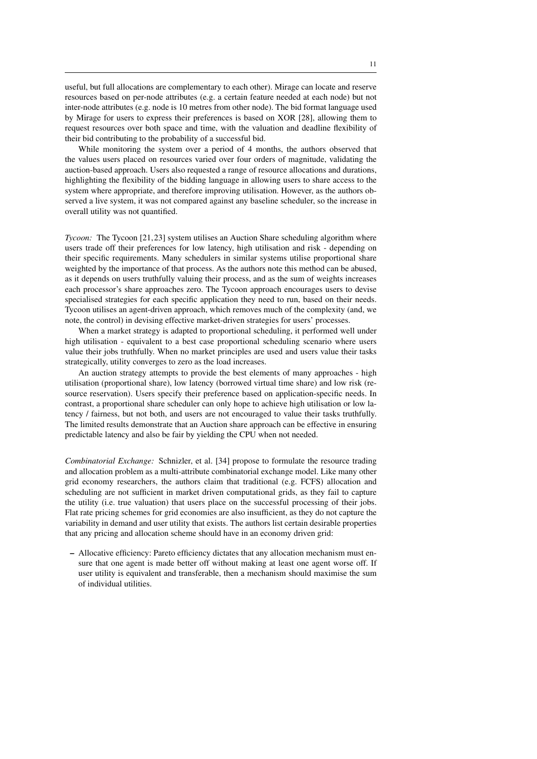useful, but full allocations are complementary to each other). Mirage can locate and reserve resources based on per-node attributes (e.g. a certain feature needed at each node) but not inter-node attributes (e.g. node is 10 metres from other node). The bid format language used by Mirage for users to express their preferences is based on XOR [28], allowing them to request resources over both space and time, with the valuation and deadline flexibility of their bid contributing to the probability of a successful bid.

While monitoring the system over a period of 4 months, the authors observed that the values users placed on resources varied over four orders of magnitude, validating the auction-based approach. Users also requested a range of resource allocations and durations, highlighting the flexibility of the bidding language in allowing users to share access to the system where appropriate, and therefore improving utilisation. However, as the authors observed a live system, it was not compared against any baseline scheduler, so the increase in overall utility was not quantified.

*Tycoon:* The Tycoon [21,23] system utilises an Auction Share scheduling algorithm where users trade off their preferences for low latency, high utilisation and risk - depending on their specific requirements. Many schedulers in similar systems utilise proportional share weighted by the importance of that process. As the authors note this method can be abused, as it depends on users truthfully valuing their process, and as the sum of weights increases each processor's share approaches zero. The Tycoon approach encourages users to devise specialised strategies for each specific application they need to run, based on their needs. Tycoon utilises an agent-driven approach, which removes much of the complexity (and, we note, the control) in devising effective market-driven strategies for users' processes.

When a market strategy is adapted to proportional scheduling, it performed well under high utilisation - equivalent to a best case proportional scheduling scenario where users value their jobs truthfully. When no market principles are used and users value their tasks strategically, utility converges to zero as the load increases.

An auction strategy attempts to provide the best elements of many approaches - high utilisation (proportional share), low latency (borrowed virtual time share) and low risk (resource reservation). Users specify their preference based on application-specific needs. In contrast, a proportional share scheduler can only hope to achieve high utilisation or low latency / fairness, but not both, and users are not encouraged to value their tasks truthfully. The limited results demonstrate that an Auction share approach can be effective in ensuring predictable latency and also be fair by yielding the CPU when not needed.

*Combinatorial Exchange:* Schnizler, et al. [34] propose to formulate the resource trading and allocation problem as a multi-attribute combinatorial exchange model. Like many other grid economy researchers, the authors claim that traditional (e.g. FCFS) allocation and scheduling are not sufficient in market driven computational grids, as they fail to capture the utility (i.e. true valuation) that users place on the successful processing of their jobs. Flat rate pricing schemes for grid economies are also insufficient, as they do not capture the variability in demand and user utility that exists. The authors list certain desirable properties that any pricing and allocation scheme should have in an economy driven grid:

- Allocative efficiency: Pareto efficiency dictates that any allocation mechanism must ensure that one agent is made better off without making at least one agent worse off. If user utility is equivalent and transferable, then a mechanism should maximise the sum of individual utilities.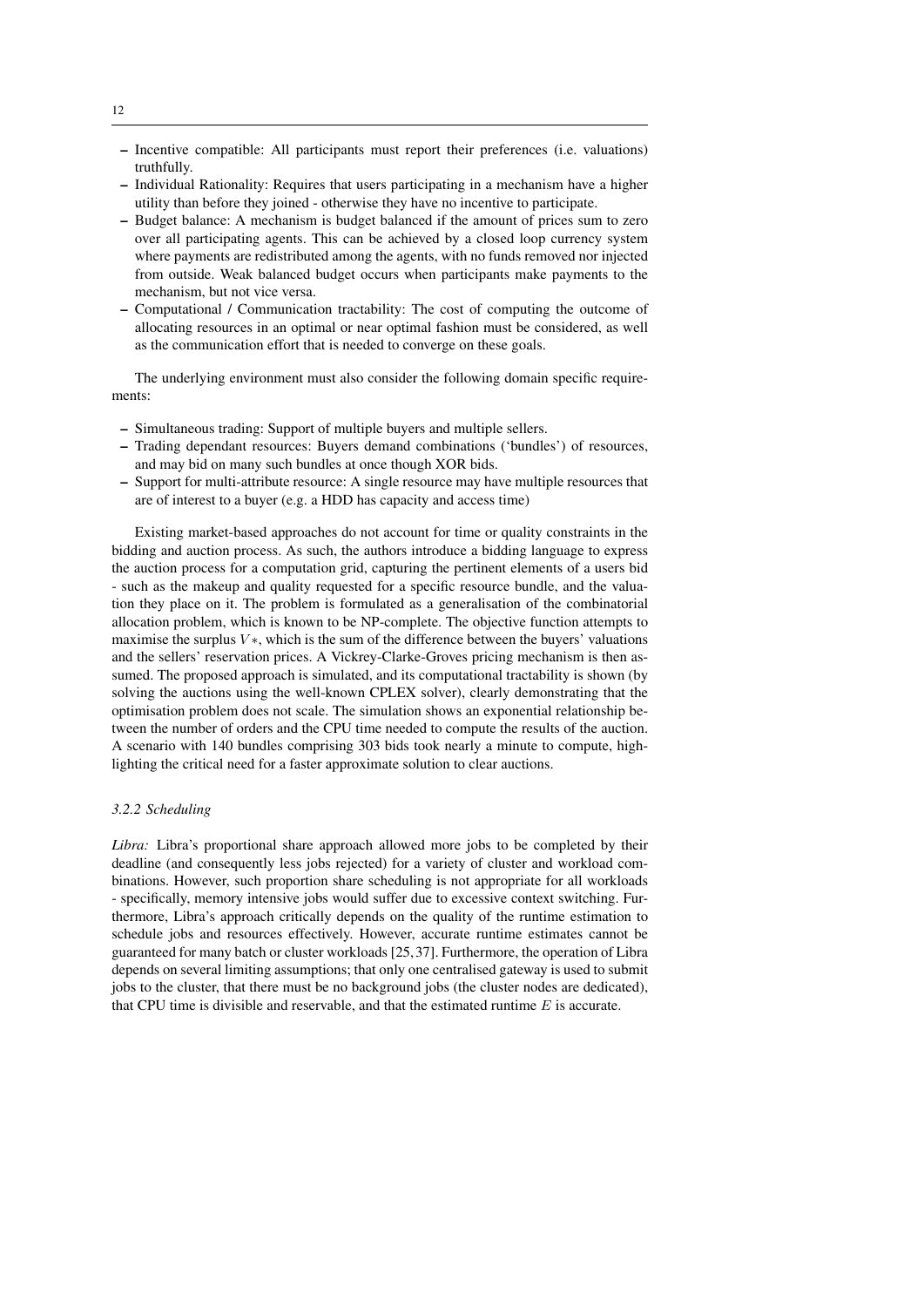- Incentive compatible: All participants must report their preferences (i.e. valuations) truthfully.
- Individual Rationality: Requires that users participating in a mechanism have a higher utility than before they joined - otherwise they have no incentive to participate.
- Budget balance: A mechanism is budget balanced if the amount of prices sum to zero over all participating agents. This can be achieved by a closed loop currency system where payments are redistributed among the agents, with no funds removed nor injected from outside. Weak balanced budget occurs when participants make payments to the mechanism, but not vice versa.
- Computational / Communication tractability: The cost of computing the outcome of allocating resources in an optimal or near optimal fashion must be considered, as well as the communication effort that is needed to converge on these goals.

The underlying environment must also consider the following domain specific requirements:

- Simultaneous trading: Support of multiple buyers and multiple sellers.
- Trading dependant resources: Buyers demand combinations ('bundles') of resources, and may bid on many such bundles at once though XOR bids.
- Support for multi-attribute resource: A single resource may have multiple resources that are of interest to a buyer (e.g. a HDD has capacity and access time)

Existing market-based approaches do not account for time or quality constraints in the bidding and auction process. As such, the authors introduce a bidding language to express the auction process for a computation grid, capturing the pertinent elements of a users bid - such as the makeup and quality requested for a specific resource bundle, and the valuation they place on it. The problem is formulated as a generalisation of the combinatorial allocation problem, which is known to be NP-complete. The objective function attempts to maximise the surplus $V*$, which is the sum of the difference between the buyers' valuations and the sellers' reservation prices. A Vickrey-Clarke-Groves pricing mechanism is then assumed. The proposed approach is simulated, and its computational tractability is shown (by solving the auctions using the well-known CPLEX solver), clearly demonstrating that the optimisation problem does not scale. The simulation shows an exponential relationship between the number of orders and the CPU time needed to compute the results of the auction. A scenario with 140 bundles comprising 303 bids took nearly a minute to compute, highlighting the critical need for a faster approximate solution to clear auctions.

#### 3.2.2 Scheduling

*Libra:* Libra's proportional share approach allowed more jobs to be completed by their deadline (and consequently less jobs rejected) for a variety of cluster and workload combinations. However, such proportion share scheduling is not appropriate for all workloads - specifically, memory intensive jobs would suffer due to excessive context switching. Furthermore, Libra's approach critically depends on the quality of the runtime estimation to schedule jobs and resources effectively. However, accurate runtime estimates cannot be guaranteed for many batch or cluster workloads [25, 37]. Furthermore, the operation of Libra depends on several limiting assumptions; that only one centralised gateway is used to submit jobs to the cluster, that there must be no background jobs (the cluster nodes are dedicated), that CPU time is divisible and reservable, and that the estimated runtime $E$ is accurate.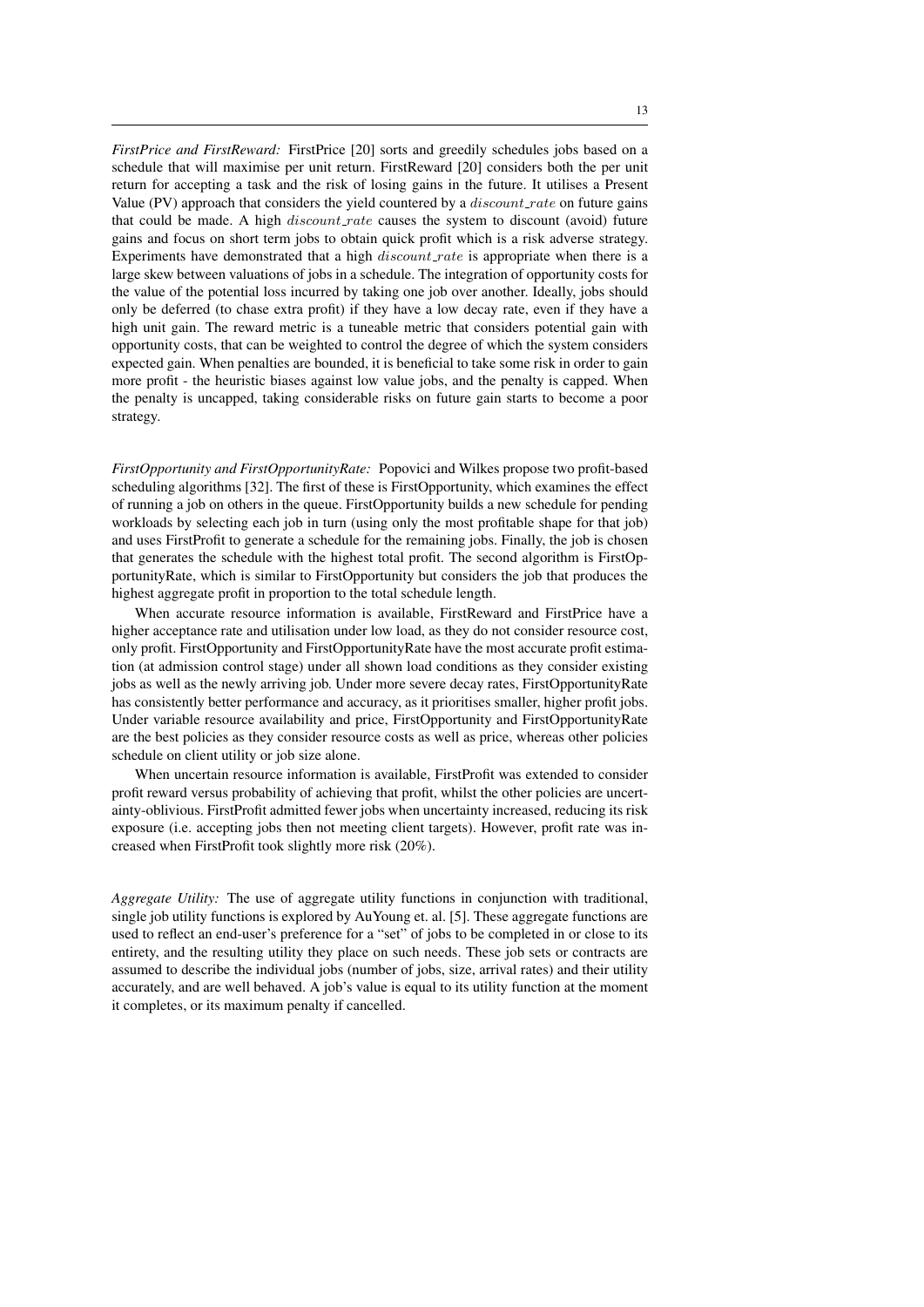*FirstPrice and FirstReward:* FirstPrice [20] sorts and greedily schedules jobs based on a schedule that will maximise per unit return. FirstReward [20] considers both the per unit return for accepting a task and the risk of losing gains in the future. It utilises a Present Value (PV) approach that considers the yield countered by a $discount\_rate$ on future gains that could be made. A high $discount\_rate$ causes the system to discount (avoid) future gains and focus on short term jobs to obtain quick profit which is a risk adverse strategy. Experiments have demonstrated that a high $discount\_rate$ is appropriate when there is a large skew between valuations of jobs in a schedule. The integration of opportunity costs for the value of the potential loss incurred by taking one job over another. Ideally, jobs should only be deferred (to chase extra profit) if they have a low decay rate, even if they have a high unit gain. The reward metric is a tuneable metric that considers potential gain with opportunity costs, that can be weighted to control the degree of which the system considers expected gain. When penalties are bounded, it is beneficial to take some risk in order to gain more profit - the heuristic biases against low value jobs, and the penalty is capped. When the penalty is uncapped, taking considerable risks on future gain starts to become a poor strategy.

*FirstOpportunity and FirstOpportunityRate:* Popovici and Wilkes propose two profit-based scheduling algorithms [32]. The first of these is FirstOpportunity, which examines the effect of running a job on others in the queue. FirstOpportunity builds a new schedule for pending workloads by selecting each job in turn (using only the most profitable shape for that job) and uses FirstProfit to generate a schedule for the remaining jobs. Finally, the job is chosen that generates the schedule with the highest total profit. The second algorithm is FirstOpportunityRate, which is similar to FirstOpportunity but considers the job that produces the highest aggregate profit in proportion to the total schedule length.

When accurate resource information is available, FirstReward and FirstPrice have a higher acceptance rate and utilisation under low load, as they do not consider resource cost, only profit. FirstOpportunity and FirstOpportunityRate have the most accurate profit estimation (at admission control stage) under all shown load conditions as they consider existing jobs as well as the newly arriving job. Under more severe decay rates, FirstOpportunityRate has consistently better performance and accuracy, as it prioritises smaller, higher profit jobs. Under variable resource availability and price, FirstOpportunity and FirstOpportunityRate are the best policies as they consider resource costs as well as price, whereas other policies schedule on client utility or job size alone.

When uncertain resource information is available, FirstProfit was extended to consider profit reward versus probability of achieving that profit, whilst the other policies are uncertainty-oblivious. FirstProfit admitted fewer jobs when uncertainty increased, reducing its risk exposure (i.e. accepting jobs then not meeting client targets). However, profit rate was increased when FirstProfit took slightly more risk (20%).

*Aggregate Utility:* The use of aggregate utility functions in conjunction with traditional, single job utility functions is explored by AuYoung et. al. [5]. These aggregate functions are used to reflect an end-user's preference for a "set" of jobs to be completed in or close to its entirety, and the resulting utility they place on such needs. These job sets or contracts are assumed to describe the individual jobs (number of jobs, size, arrival rates) and their utility accurately, and are well behaved. A job's value is equal to its utility function at the moment it completes, or its maximum penalty if cancelled.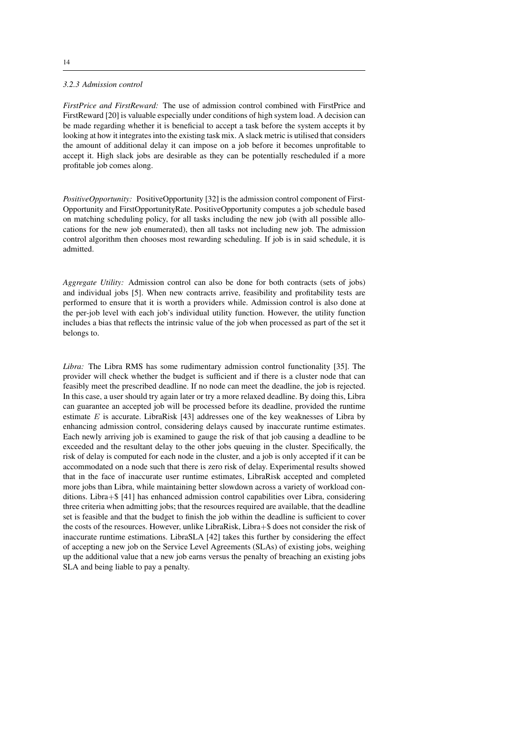#### *3.2.3 Admission control*

*FirstPrice and FirstReward:* The use of admission control combined with FirstPrice and FirstReward [20] is valuable especially under conditions of high system load. A decision can be made regarding whether it is beneficial to accept a task before the system accepts it by looking at how it integrates into the existing task mix. A slack metric is utilised that considers the amount of additional delay it can impose on a job before it becomes unprofitable to accept it. High slack jobs are desirable as they can be potentially rescheduled if a more profitable job comes along.

*PositiveOpportunity:* PositiveOpportunity [32] is the admission control component of FirstOpportunity and FirstOpportunityRate. PositiveOpportunity computes a job schedule based on matching scheduling policy, for all tasks including the new job (with all possible allocations for the new job enumerated), then all tasks not including new job. The admission control algorithm then chooses most rewarding scheduling. If job is in said schedule, it is admitted.

*Aggregate Utility:* Admission control can also be done for both contracts (sets of jobs) and individual jobs [5]. When new contracts arrive, feasibility and profitability tests are performed to ensure that it is worth a providers while. Admission control is also done at the per-job level with each job's individual utility function. However, the utility function includes a bias that reflects the intrinsic value of the job when processed as part of the set it belongs to.

*Libra:* The Libra RMS has some rudimentary admission control functionality [35]. The provider will check whether the budget is sufficient and if there is a cluster node that can feasibly meet the prescribed deadline. If no node can meet the deadline, the job is rejected. In this case, a user should try again later or try a more relaxed deadline. By doing this, Libra can guarantee an accepted job will be processed before its deadline, provided the runtime estimate $E$ is accurate. LibraRisk [43] addresses one of the key weaknesses of Libra by enhancing admission control, considering delays caused by inaccurate runtime estimates. Each newly arriving job is examined to gauge the risk of that job causing a deadline to be exceeded and the resultant delay to the other jobs queuing in the cluster. Specifically, the risk of delay is computed for each node in the cluster, and a job is only accepted if it can be accommodated on a node such that there is zero risk of delay. Experimental results showed that in the face of inaccurate user runtime estimates, LibraRisk accepted and completed more jobs than Libra, while maintaining better slowdown across a variety of workload conditions. Libra+$ [41] has enhanced admission control capabilities over Libra, considering three criteria when admitting jobs; that the resources required are available, that the deadline set is feasible and that the budget to finish the job within the deadline is sufficient to cover the costs of the resources. However, unlike LibraRisk, Libra+$ does not consider the risk of inaccurate runtime estimations. LibraSLA [42] takes this further by considering the effect of accepting a new job on the Service Level Agreements (SLAs) of existing jobs, weighing up the additional value that a new job earns versus the penalty of breaching an existing jobs SLA and being liable to pay a penalty.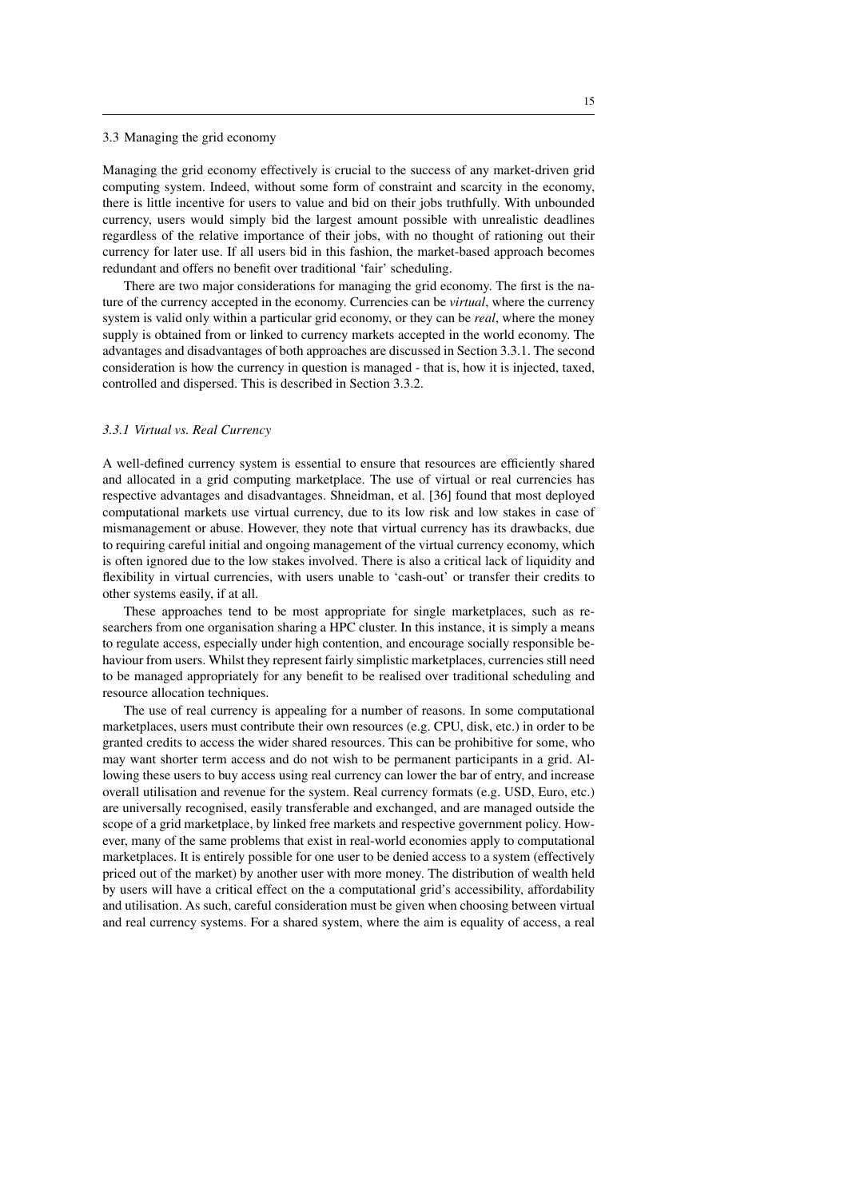### 3.3 Managing the grid economy

Managing the grid economy effectively is crucial to the success of any market-driven grid computing system. Indeed, without some form of constraint and scarcity in the economy, there is little incentive for users to value and bid on their jobs truthfully. With unbounded currency, users would simply bid the largest amount possible with unrealistic deadlines regardless of the relative importance of their jobs, with no thought of rationing out their currency for later use. If all users bid in this fashion, the market-based approach becomes redundant and offers no benefit over traditional 'fair' scheduling.

There are two major considerations for managing the grid economy. The first is the nature of the currency accepted in the economy. Currencies can be *virtual*, where the currency system is valid only within a particular grid economy, or they can be *real*, where the money supply is obtained from or linked to currency markets accepted in the world economy. The advantages and disadvantages of both approaches are discussed in Section 3.3.1. The second consideration is how the currency in question is managed - that is, how it is injected, taxed, controlled and dispersed. This is described in Section 3.3.2.

#### *3.3.1 Virtual vs. Real Currency*

A well-defined currency system is essential to ensure that resources are efficiently shared and allocated in a grid computing marketplace. The use of virtual or real currencies has respective advantages and disadvantages. Shneidman, et al. [36] found that most deployed computational markets use virtual currency, due to its low risk and low stakes in case of mismanagement or abuse. However, they note that virtual currency has its drawbacks, due to requiring careful initial and ongoing management of the virtual currency economy, which is often ignored due to the low stakes involved. There is also a critical lack of liquidity and flexibility in virtual currencies, with users unable to 'cash-out' or transfer their credits to other systems easily, if at all.

These approaches tend to be most appropriate for single marketplaces, such as researchers from one organisation sharing a HPC cluster. In this instance, it is simply a means to regulate access, especially under high contention, and encourage socially responsible behaviour from users. Whilst they represent fairly simplistic marketplaces, currencies still need to be managed appropriately for any benefit to be realised over traditional scheduling and resource allocation techniques.

The use of real currency is appealing for a number of reasons. In some computational marketplaces, users must contribute their own resources (e.g. CPU, disk, etc.) in order to be granted credits to access the wider shared resources. This can be prohibitive for some, who may want shorter term access and do not wish to be permanent participants in a grid. Allowing these users to buy access using real currency can lower the bar of entry, and increase overall utilisation and revenue for the system. Real currency formats (e.g. USD, Euro, etc.) are universally recognised, easily transferable and exchanged, and are managed outside the scope of a grid marketplace, by linked free markets and respective government policy. However, many of the same problems that exist in real-world economies apply to computational marketplaces. It is entirely possible for one user to be denied access to a system (effectively priced out of the market) by another user with more money. The distribution of wealth held by users will have a critical effect on the a computational grid's accessibility, affordability and utilisation. As such, careful consideration must be given when choosing between virtual and real currency systems. For a shared system, where the aim is equality of access, a real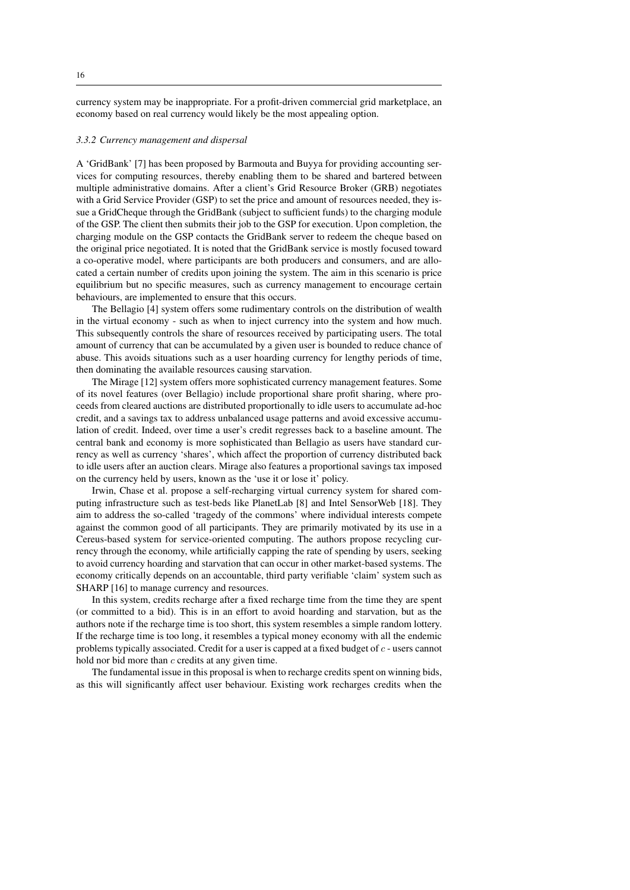currency system may be inappropriate. For a profit-driven commercial grid marketplace, an economy based on real currency would likely be the most appealing option.

### *3.3.2 Currency management and dispersal*

A 'GridBank' [7] has been proposed by Barmouta and Buyya for providing accounting services for computing resources, thereby enabling them to be shared and bartered between multiple administrative domains. After a client's Grid Resource Broker (GRB) negotiates with a Grid Service Provider (GSP) to set the price and amount of resources needed, they issue a GridCheque through the GridBank (subject to sufficient funds) to the charging module of the GSP. The client then submits their job to the GSP for execution. Upon completion, the charging module on the GSP contacts the GridBank server to redeem the cheque based on the original price negotiated. It is noted that the GridBank service is mostly focused toward a co-operative model, where participants are both producers and consumers, and are allocated a certain number of credits upon joining the system. The aim in this scenario is price equilibrium but no specific measures, such as currency management to encourage certain behaviours, are implemented to ensure that this occurs.

The Bellagio [4] system offers some rudimentary controls on the distribution of wealth in the virtual economy - such as when to inject currency into the system and how much. This subsequently controls the share of resources received by participating users. The total amount of currency that can be accumulated by a given user is bounded to reduce chance of abuse. This avoids situations such as a user hoarding currency for lengthy periods of time, then dominating the available resources causing starvation.

The Mirage [12] system offers more sophisticated currency management features. Some of its novel features (over Bellagio) include proportional share profit sharing, where proceeds from cleared auctions are distributed proportionally to idle users to accumulate ad-hoc credit, and a savings tax to address unbalanced usage patterns and avoid excessive accumulation of credit. Indeed, over time a user's credit regresses back to a baseline amount. The central bank and economy is more sophisticated than Bellagio as users have standard currency as well as currency 'shares', which affect the proportion of currency distributed back to idle users after an auction clears. Mirage also features a proportional savings tax imposed on the currency held by users, known as the 'use it or lose it' policy.

Irwin, Chase et al. propose a self-recharging virtual currency system for shared computing infrastructure such as test-beds like PlanetLab [8] and Intel SensorWeb [18]. They aim to address the so-called 'tragedy of the commons' where individual interests compete against the common good of all participants. They are primarily motivated by its use in a Cereus-based system for service-oriented computing. The authors propose recycling currency through the economy, while artificially capping the rate of spending by users, seeking to avoid currency hoarding and starvation that can occur in other market-based systems. The economy critically depends on an accountable, third party verifiable 'claim' system such as SHARP [16] to manage currency and resources.

In this system, credits recharge after a fixed recharge time from the time they are spent (or committed to a bid). This is in an effort to avoid hoarding and starvation, but as the authors note if the recharge time is too short, this system resembles a simple random lottery. If the recharge time is too long, it resembles a typical money economy with all the endemic problems typically associated. Credit for a user is capped at a fixed budget of $c$ - users cannot hold nor bid more than $c$ credits at any given time.

The fundamental issue in this proposal is when to recharge credits spent on winning bids, as this will significantly affect user behaviour. Existing work recharges credits when the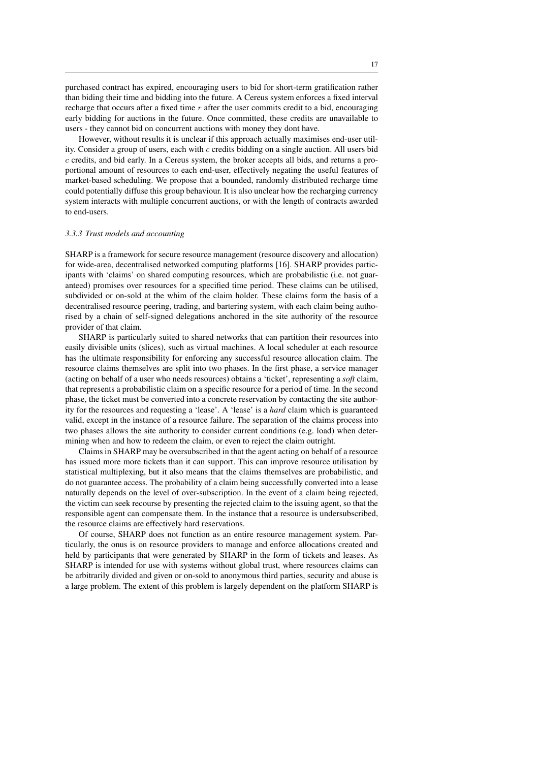purchased contract has expired, encouraging users to bid for short-term gratification rather than biding their time and bidding into the future. A Cereus system enforces a fixed interval recharge that occurs after a fixed time $r$ after the user commits credit to a bid, encouraging early bidding for auctions in the future. Once committed, these credits are unavailable to users - they cannot bid on concurrent auctions with money they dont have.

However, without results it is unclear if this approach actually maximises end-user utility. Consider a group of users, each with $c$ credits bidding on a single auction. All users bid $c$ credits, and bid early. In a Cereus system, the broker accepts all bids, and returns a proportional amount of resources to each end-user, effectively negating the useful features of market-based scheduling. We propose that a bounded, randomly distributed recharge time could potentially diffuse this group behaviour. It is also unclear how the recharging currency system interacts with multiple concurrent auctions, or with the length of contracts awarded to end-users.

### *3.3.3 Trust models and accounting*

SHARP is a framework for secure resource management (resource discovery and allocation) for wide-area, decentralised networked computing platforms [16]. SHARP provides participants with 'claims' on shared computing resources, which are probabilistic (i.e. not guaranteed) promises over resources for a specified time period. These claims can be utilised, subdivided or on-sold at the whim of the claim holder. These claims form the basis of a decentralised resource peering, trading, and bartering system, with each claim being authorised by a chain of self-signed delegations anchored in the site authority of the resource provider of that claim.

SHARP is particularly suited to shared networks that can partition their resources into easily divisible units (slices), such as virtual machines. A local scheduler at each resource has the ultimate responsibility for enforcing any successful resource allocation claim. The resource claims themselves are split into two phases. In the first phase, a service manager (acting on behalf of a user who needs resources) obtains a 'ticket', representing a *soft* claim, that represents a probabilistic claim on a specific resource for a period of time. In the second phase, the ticket must be converted into a concrete reservation by contacting the site authority for the resources and requesting a 'lease'. A 'lease' is a *hard* claim which is guaranteed valid, except in the instance of a resource failure. The separation of the claims process into two phases allows the site authority to consider current conditions (e.g. load) when determining when and how to redeem the claim, or even to reject the claim outright.

Claims in SHARP may be oversubscribed in that the agent acting on behalf of a resource has issued more more tickets than it can support. This can improve resource utilisation by statistical multiplexing, but it also means that the claims themselves are probabilistic, and do not guarantee access. The probability of a claim being successfully converted into a lease naturally depends on the level of over-subscription. In the event of a claim being rejected, the victim can seek recourse by presenting the rejected claim to the issuing agent, so that the responsible agent can compensate them. In the instance that a resource is undersubscribed, the resource claims are effectively hard reservations.

Of course, SHARP does not function as an entire resource management system. Particularly, the onus is on resource providers to manage and enforce allocations created and held by participants that were generated by SHARP in the form of tickets and leases. As SHARP is intended for use with systems without global trust, where resources claims can be arbitrarily divided and given or on-sold to anonymous third parties, security and abuse is a large problem. The extent of this problem is largely dependent on the platform SHARP is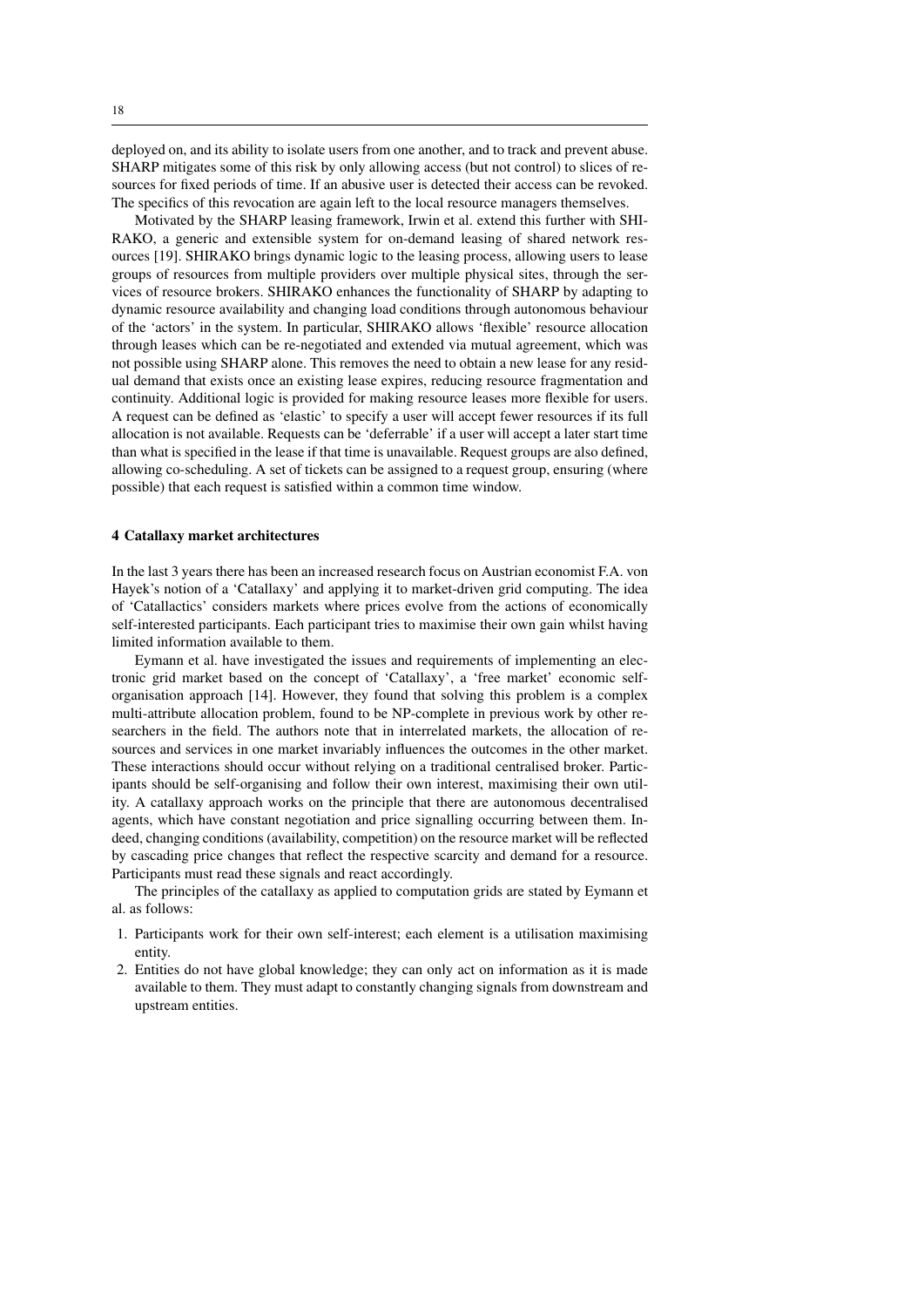deployed on, and its ability to isolate users from one another, and to track and prevent abuse. SHARP mitigates some of this risk by only allowing access (but not control) to slices of resources for fixed periods of time. If an abusive user is detected their access can be revoked. The specifics of this revocation are again left to the local resource managers themselves.

Motivated by the SHARP leasing framework, Irwin et al. extend this further with SHIRAKO, a generic and extensible system for on-demand leasing of shared network resources [19]. SHIRAKO brings dynamic logic to the leasing process, allowing users to lease groups of resources from multiple providers over multiple physical sites, through the services of resource brokers. SHIRAKO enhances the functionality of SHARP by adapting to dynamic resource availability and changing load conditions through autonomous behaviour of the 'actors' in the system. In particular, SHIRAKO allows 'flexible' resource allocation through leases which can be re-negotiated and extended via mutual agreement, which was not possible using SHARP alone. This removes the need to obtain a new lease for any residual demand that exists once an existing lease expires, reducing resource fragmentation and continuity. Additional logic is provided for making resource leases more flexible for users. A request can be defined as 'elastic' to specify a user will accept fewer resources if its full allocation is not available. Requests can be 'deferrable' if a user will accept a later start time than what is specified in the lease if that time is unavailable. Request groups are also defined, allowing co-scheduling. A set of tickets can be assigned to a request group, ensuring (where possible) that each request is satisfied within a common time window.

## 4 Catallaxy market architectures

In the last 3 years there has been an increased research focus on Austrian economist F.A. von Hayek's notion of a 'Catallaxy' and applying it to market-driven grid computing. The idea of 'Catallactics' considers markets where prices evolve from the actions of economically self-interested participants. Each participant tries to maximise their own gain whilst having limited information available to them.

Eymann et al. have investigated the issues and requirements of implementing an electronic grid market based on the concept of 'Catallaxy', a 'free market' economic self-organisation approach [14]. However, they found that solving this problem is a complex multi-attribute allocation problem, found to be NP-complete in previous work by other researchers in the field. The authors note that in interrelated markets, the allocation of resources and services in one market invariably influences the outcomes in the other market. These interactions should occur without relying on a traditional centralised broker. Participants should be self-organising and follow their own interest, maximising their own utility. A catallaxy approach works on the principle that there are autonomous decentralised agents, which have constant negotiation and price signalling occurring between them. Indeed, changing conditions (availability, competition) on the resource market will be reflected by cascading price changes that reflect the respective scarcity and demand for a resource. Participants must read these signals and react accordingly.

The principles of the catallaxy as applied to computation grids are stated by Eymann et al. as follows:

1. Participants work for their own self-interest; each element is a utilisation maximising entity.
2. Entities do not have global knowledge; they can only act on information as it is made available to them. They must adapt to constantly changing signals from downstream and upstream entities.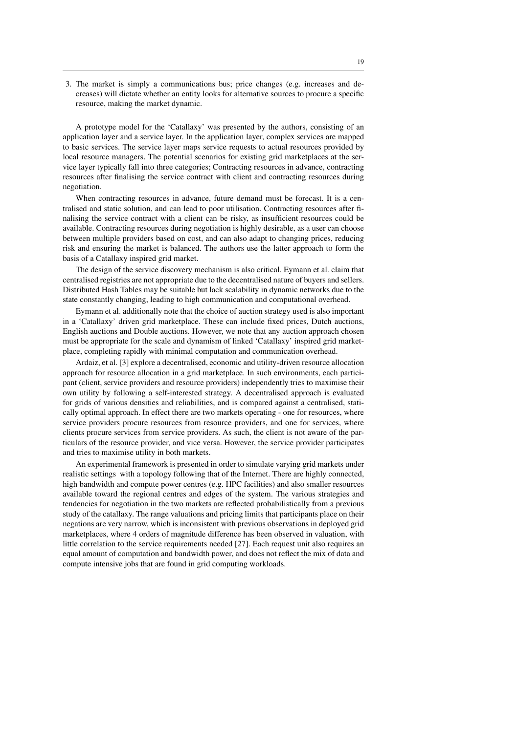3. The market is simply a communications bus; price changes (e.g. increases and decreases) will dictate whether an entity looks for alternative sources to procure a specific resource, making the market dynamic.

A prototype model for the 'Catallaxy' was presented by the authors, consisting of an application layer and a service layer. In the application layer, complex services are mapped to basic services. The service layer maps service requests to actual resources provided by local resource managers. The potential scenarios for existing grid marketplaces at the service layer typically fall into three categories; Contracting resources in advance, contracting resources after finalising the service contract with client and contracting resources during negotiation.

When contracting resources in advance, future demand must be forecast. It is a centralised and static solution, and can lead to poor utilisation. Contracting resources after finalising the service contract with a client can be risky, as insufficient resources could be available. Contracting resources during negotiation is highly desirable, as a user can choose between multiple providers based on cost, and can also adapt to changing prices, reducing risk and ensuring the market is balanced. The authors use the latter approach to form the basis of a Catallaxy inspired grid market.

The design of the service discovery mechanism is also critical. Eymann et al. claim that centralised registries are not appropriate due to the decentralised nature of buyers and sellers. Distributed Hash Tables may be suitable but lack scalability in dynamic networks due to the state constantly changing, leading to high communication and computational overhead.

Eymann et al. additionally note that the choice of auction strategy used is also important in a 'Catallaxy' driven grid marketplace. These can include fixed prices, Dutch auctions, English auctions and Double auctions. However, we note that any auction approach chosen must be appropriate for the scale and dynamism of linked 'Catallaxy' inspired grid marketplace, completing rapidly with minimal computation and communication overhead.

Ardaiz, et al. [3] explore a decentralised, economic and utility-driven resource allocation approach for resource allocation in a grid marketplace. In such environments, each participant (client, service providers and resource providers) independently tries to maximise their own utility by following a self-interested strategy. A decentralised approach is evaluated for grids of various densities and reliabilities, and is compared against a centralised, statically optimal approach. In effect there are two markets operating - one for resources, where service providers procure resources from resource providers, and one for services, where clients procure services from service providers. As such, the client is not aware of the particulars of the resource provider, and vice versa. However, the service provider participates and tries to maximise utility in both markets.

An experimental framework is presented in order to simulate varying grid markets under realistic settings with a topology following that of the Internet. There are highly connected, high bandwidth and compute power centres (e.g. HPC facilities) and also smaller resources available toward the regional centres and edges of the system. The various strategies and tendencies for negotiation in the two markets are reflected probabilistically from a previous study of the catallaxy. The range valuations and pricing limits that participants place on their negations are very narrow, which is inconsistent with previous observations in deployed grid marketplaces, where 4 orders of magnitude difference has been observed in valuation, with little correlation to the service requirements needed [27]. Each request unit also requires an equal amount of computation and bandwidth power, and does not reflect the mix of data and compute intensive jobs that are found in grid computing workloads.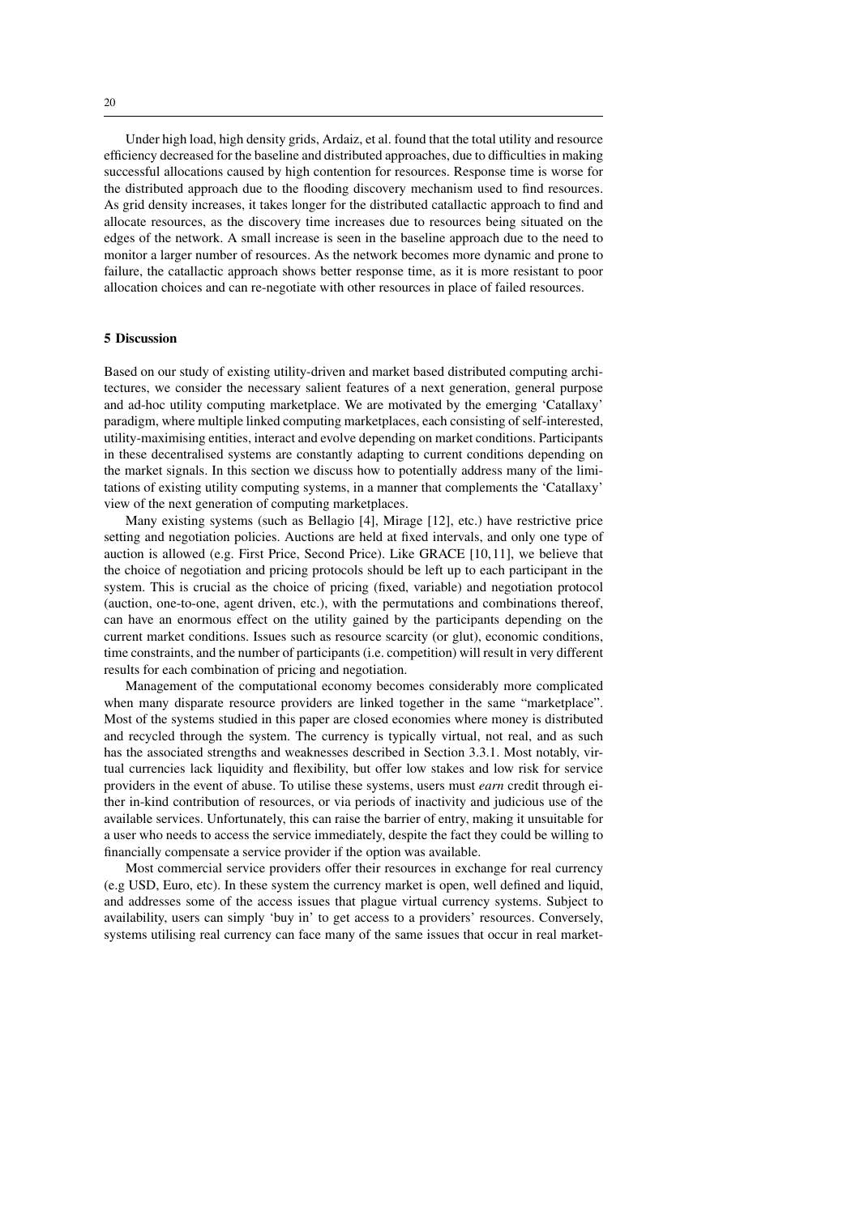Under high load, high density grids, Ardaiz, et al. found that the total utility and resource efficiency decreased for the baseline and distributed approaches, due to difficulties in making successful allocations caused by high contention for resources. Response time is worse for the distributed approach due to the flooding discovery mechanism used to find resources. As grid density increases, it takes longer for the distributed catallactic approach to find and allocate resources, as the discovery time increases due to resources being situated on the edges of the network. A small increase is seen in the baseline approach due to the need to monitor a larger number of resources. As the network becomes more dynamic and prone to failure, the catallactic approach shows better response time, as it is more resistant to poor allocation choices and can re-negotiate with other resources in place of failed resources.

## 5 Discussion

Based on our study of existing utility-driven and market based distributed computing architectures, we consider the necessary salient features of a next generation, general purpose and ad-hoc utility computing marketplace. We are motivated by the emerging 'Catallaxy' paradigm, where multiple linked computing marketplaces, each consisting of self-interested, utility-maximising entities, interact and evolve depending on market conditions. Participants in these decentralised systems are constantly adapting to current conditions depending on the market signals. In this section we discuss how to potentially address many of the limitations of existing utility computing systems, in a manner that complements the 'Catallaxy' view of the next generation of computing marketplaces.

Many existing systems (such as Bellagio [4], Mirage [12], etc.) have restrictive price setting and negotiation policies. Auctions are held at fixed intervals, and only one type of auction is allowed (e.g. First Price, Second Price). Like GRACE [10,11], we believe that the choice of negotiation and pricing protocols should be left up to each participant in the system. This is crucial as the choice of pricing (fixed, variable) and negotiation protocol (auction, one-to-one, agent driven, etc.), with the permutations and combinations thereof, can have an enormous effect on the utility gained by the participants depending on the current market conditions. Issues such as resource scarcity (or glut), economic conditions, time constraints, and the number of participants (i.e. competition) will result in very different results for each combination of pricing and negotiation.

Management of the computational economy becomes considerably more complicated when many disparate resource providers are linked together in the same "marketplace". Most of the systems studied in this paper are closed economies where money is distributed and recycled through the system. The currency is typically virtual, not real, and as such has the associated strengths and weaknesses described in Section 3.3.1. Most notably, virtual currencies lack liquidity and flexibility, but offer low stakes and low risk for service providers in the event of abuse. To utilise these systems, users must *earn* credit through either in-kind contribution of resources, or via periods of inactivity and judicious use of the available services. Unfortunately, this can raise the barrier of entry, making it unsuitable for a user who needs to access the service immediately, despite the fact they could be willing to financially compensate a service provider if the option was available.

Most commercial service providers offer their resources in exchange for real currency (e.g USD, Euro, etc). In these system the currency market is open, well defined and liquid, and addresses some of the access issues that plague virtual currency systems. Subject to availability, users can simply 'buy in' to get access to a providers' resources. Conversely, systems utilising real currency can face many of the same issues that occur in real market-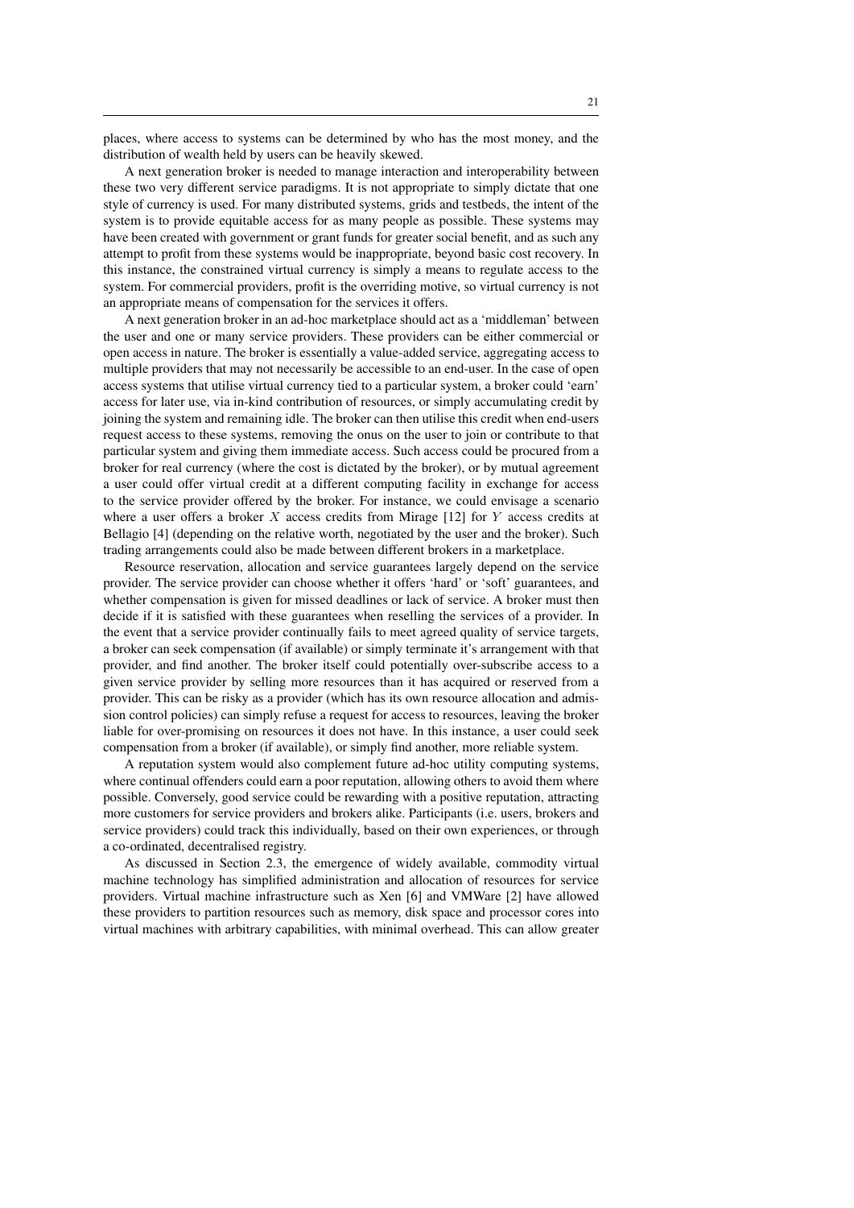places, where access to systems can be determined by who has the most money, and the distribution of wealth held by users can be heavily skewed.

A next generation broker is needed to manage interaction and interoperability between these two very different service paradigms. It is not appropriate to simply dictate that one style of currency is used. For many distributed systems, grids and testbeds, the intent of the system is to provide equitable access for as many people as possible. These systems may have been created with government or grant funds for greater social benefit, and as such any attempt to profit from these systems would be inappropriate, beyond basic cost recovery. In this instance, the constrained virtual currency is simply a means to regulate access to the system. For commercial providers, profit is the overriding motive, so virtual currency is not an appropriate means of compensation for the services it offers.

A next generation broker in an ad-hoc marketplace should act as a 'middleman' between the user and one or many service providers. These providers can be either commercial or open access in nature. The broker is essentially a value-added service, aggregating access to multiple providers that may not necessarily be accessible to an end-user. In the case of open access systems that utilise virtual currency tied to a particular system, a broker could 'earn' access for later use, via in-kind contribution of resources, or simply accumulating credit by joining the system and remaining idle. The broker can then utilise this credit when end-users request access to these systems, removing the onus on the user to join or contribute to that particular system and giving them immediate access. Such access could be procured from a broker for real currency (where the cost is dictated by the broker), or by mutual agreement a user could offer virtual credit at a different computing facility in exchange for access to the service provider offered by the broker. For instance, we could envisage a scenario where a user offers a broker $X$ access credits from Mirage [12] for $Y$ access credits at Bellagio [4] (depending on the relative worth, negotiated by the user and the broker). Such trading arrangements could also be made between different brokers in a marketplace.

Resource reservation, allocation and service guarantees largely depend on the service provider. The service provider can choose whether it offers 'hard' or 'soft' guarantees, and whether compensation is given for missed deadlines or lack of service. A broker must then decide if it is satisfied with these guarantees when reselling the services of a provider. In the event that a service provider continually fails to meet agreed quality of service targets, a broker can seek compensation (if available) or simply terminate it's arrangement with that provider, and find another. The broker itself could potentially over-subscribe access to a given service provider by selling more resources than it has acquired or reserved from a provider. This can be risky as a provider (which has its own resource allocation and admission control policies) can simply refuse a request for access to resources, leaving the broker liable for over-promising on resources it does not have. In this instance, a user could seek compensation from a broker (if available), or simply find another, more reliable system.

A reputation system would also complement future ad-hoc utility computing systems, where continual offenders could earn a poor reputation, allowing others to avoid them where possible. Conversely, good service could be rewarding with a positive reputation, attracting more customers for service providers and brokers alike. Participants (i.e. users, brokers and service providers) could track this individually, based on their own experiences, or through a co-ordinated, decentralised registry.

As discussed in Section 2.3, the emergence of widely available, commodity virtual machine technology has simplified administration and allocation of resources for service providers. Virtual machine infrastructure such as Xen [6] and VMWare [2] have allowed these providers to partition resources such as memory, disk space and processor cores into virtual machines with arbitrary capabilities, with minimal overhead. This can allow greater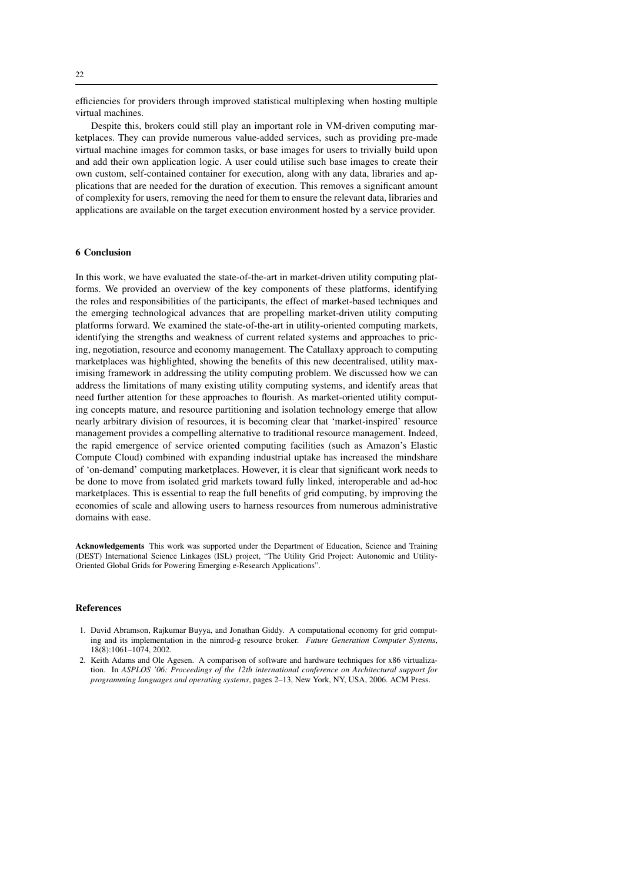efficiencies for providers through improved statistical multiplexing when hosting multiple virtual machines.

Despite this, brokers could still play an important role in VM-driven computing marketplaces. They can provide numerous value-added services, such as providing pre-made virtual machine images for common tasks, or base images for users to trivially build upon and add their own application logic. A user could utilise such base images to create their own custom, self-contained container for execution, along with any data, libraries and applications that are needed for the duration of execution. This removes a significant amount of complexity for users, removing the need for them to ensure the relevant data, libraries and applications are available on the target execution environment hosted by a service provider.

## 6 Conclusion

In this work, we have evaluated the state-of-the-art in market-driven utility computing platforms. We provided an overview of the key components of these platforms, identifying the roles and responsibilities of the participants, the effect of market-based techniques and the emerging technological advances that are propelling market-driven utility computing platforms forward. We examined the state-of-the-art in utility-oriented computing markets, identifying the strengths and weakness of current related systems and approaches to pricing, negotiation, resource and economy management. The Catallaxy approach to computing marketplaces was highlighted, showing the benefits of this new decentralised, utility maximising framework in addressing the utility computing problem. We discussed how we can address the limitations of many existing utility computing systems, and identify areas that need further attention for these approaches to flourish. As market-oriented utility computing concepts mature, and resource partitioning and isolation technology emerge that allow nearly arbitrary division of resources, it is becoming clear that 'market-inspired' resource management provides a compelling alternative to traditional resource management. Indeed, the rapid emergence of service oriented computing facilities (such as Amazon's Elastic Compute Cloud) combined with expanding industrial uptake has increased the mindshare of 'on-demand' computing marketplaces. However, it is clear that significant work needs to be done to move from isolated grid markets toward fully linked, interoperable and ad-hoc marketplaces. This is essential to reap the full benefits of grid computing, by improving the economies of scale and allowing users to harness resources from numerous administrative domains with ease.

**Acknowledgements** This work was supported under the Department of Education, Science and Training (DEST) International Science Linkages (ISL) project, "The Utility Grid Project: Autonomic and Utility-Oriented Global Grids for Powering Emerging e-Research Applications".

## References

1. David Abramson, Rajkumar Buyya, and Jonathan Giddy. A computational economy for grid computing and its implementation in the nimrod-g resource broker. *Future Generation Computer Systems*, 18(8):1061–1074, 2002.
2. Keith Adams and Ole Agesen. A comparison of software and hardware techniques for x86 virtualization. In *ASPLOS '06: Proceedings of the 12th international conference on Architectural support for programming languages and operating systems*, pages 2–13, New York, NY, USA, 2006. ACM Press.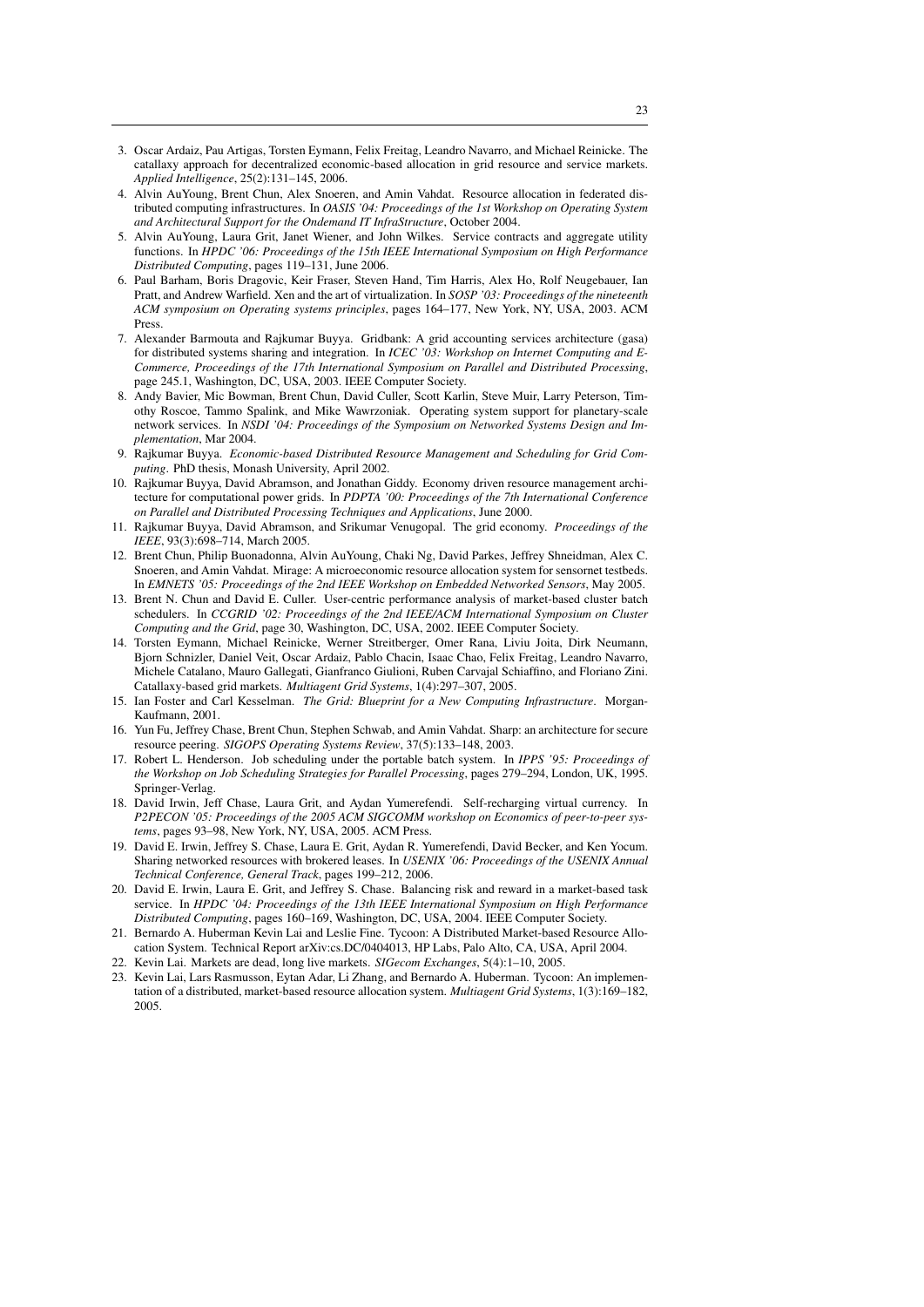3. Oscar Ardaiz, Pau Artigas, Torsten Eymann, Felix Freitag, Leandro Navarro, and Michael Reinicke. The catallaxy approach for decentralized economic-based allocation in grid resource and service markets. *Applied Intelligence*, 25(2):131–145, 2006.
4. Alvin AuYoung, Brent Chun, Alex Snoeren, and Amin Vahdat. Resource allocation in federated distributed computing infrastructures. In *OASIS '04: Proceedings of the 1st Workshop on Operating System and Architectural Support for the Ondemand IT InfraStructure*, October 2004.
5. Alvin AuYoung, Laura Grit, Janet Wiener, and John Wilkes. Service contracts and aggregate utility functions. In *HPDC '06: Proceedings of the 15th IEEE International Symposium on High Performance Distributed Computing*, pages 119–131, June 2006.
6. Paul Barham, Boris Dragovic, Keir Fraser, Steven Hand, Tim Harris, Alex Ho, Rolf Neugebauer, Ian Pratt, and Andrew Warfield. Xen and the art of virtualization. In *SOSP '03: Proceedings of the nineteenth ACM symposium on Operating systems principles*, pages 164–177, New York, NY, USA, 2003. ACM Press.
7. Alexander Barmouta and Rajkumar Buyya. Gridbank: A grid accounting services architecture (gasa) for distributed systems sharing and integration. In *ICEC '03: Workshop on Internet Computing and E-Commerce, Proceedings of the 17th International Symposium on Parallel and Distributed Processing*, page 245.1, Washington, DC, USA, 2003. IEEE Computer Society.
8. Andy Bavier, Mic Bowman, Brent Chun, David Culler, Scott Karlin, Steve Muir, Larry Peterson, Timothy Roscoe, Tammo Spalink, and Mike Wawrzoniak. Operating system support for planetary-scale network services. In *NSDI '04: Proceedings of the Symposium on Networked Systems Design and Implementation*, Mar 2004.
9. Rajkumar Buyya. *Economic-based Distributed Resource Management and Scheduling for Grid Computing*. PhD thesis, Monash University, April 2002.
10. Rajkumar Buyya, David Abramson, and Jonathan Giddy. Economy driven resource management architecture for computational power grids. In *PDPTA '00: Proceedings of the 7th International Conference on Parallel and Distributed Processing Techniques and Applications*, June 2000.
11. Rajkumar Buyya, David Abramson, and Srikumar Venugopal. The grid economy. *Proceedings of the IEEE*, 93(3):698–714, March 2005.
12. Brent Chun, Philip Buonadonna, Alvin AuYoung, Chaki Ng, David Parkes, Jeffrey Shneidman, Alex C. Snoeren, and Amin Vahdat. Mirage: A microeconomic resource allocation system for sensornet testbeds. In *EMNETS '05: Proceedings of the 2nd IEEE Workshop on Embedded Networked Sensors*, May 2005.
13. Brent N. Chun and David E. Culler. User-centric performance analysis of market-based cluster batch schedulers. In *CCGRID '02: Proceedings of the 2nd IEEE/ACM International Symposium on Cluster Computing and the Grid*, page 30, Washington, DC, USA, 2002. IEEE Computer Society.
14. Torsten Eymann, Michael Reinicke, Werner Streitberger, Omer Rana, Liviu Joita, Dirk Neumann, Bjorn Schnizler, Daniel Veit, Oscar Ardaiz, Pablo Chacin, Isaac Chao, Felix Freitag, Leandro Navarro, Michele Catalano, Mauro Gallegati, Gianfranco Giulioni, Ruben Carvajal Schiaffino, and Floriano Zini. Catallaxy-based grid markets. *Multiagent Grid Systems*, 1(4):297–307, 2005.
15. Ian Foster and Carl Kesselman. *The Grid: Blueprint for a New Computing Infrastructure*. Morgan-Kaufmann, 2001.
16. Yun Fu, Jeffrey Chase, Brent Chun, Stephen Schwab, and Amin Vahdat. Sharp: an architecture for secure resource peering. *SIGOPS Operating Systems Review*, 37(5):133–148, 2003.
17. Robert L. Henderson. Job scheduling under the portable batch system. In *IPPS '95: Proceedings of the Workshop on Job Scheduling Strategies for Parallel Processing*, pages 279–294, London, UK, 1995. Springer-Verlag.
18. David Irwin, Jeff Chase, Laura Grit, and Aydan Yumerefendi. Self-recharging virtual currency. In *P2PECON '05: Proceedings of the 2005 ACM SIGCOMM workshop on Economics of peer-to-peer systems*, pages 93–98, New York, NY, USA, 2005. ACM Press.
19. David E. Irwin, Jeffrey S. Chase, Laura E. Grit, Aydan R. Yumerefendi, David Becker, and Ken Yocum. Sharing networked resources with brokered leases. In *USENIX '06: Proceedings of the USENIX Annual Technical Conference, General Track*, pages 199–212, 2006.
20. David E. Irwin, Laura E. Grit, and Jeffrey S. Chase. Balancing risk and reward in a market-based task service. In *HPDC '04: Proceedings of the 13th IEEE International Symposium on High Performance Distributed Computing*, pages 160–169, Washington, DC, USA, 2004. IEEE Computer Society.
21. Bernardo A. Huberman Kevin Lai and Leslie Fine. Tycoon: A Distributed Market-based Resource Allocation System. Technical Report arXiv:cs.DC/0404013, HP Labs, Palo Alto, CA, USA, April 2004.
22. Kevin Lai. Markets are dead, long live markets. *SIGecom Exchanges*, 5(4):1–10, 2005.
23. Kevin Lai, Lars Rasmusson, Eytan Adar, Li Zhang, and Bernardo A. Huberman. Tycoon: An implementation of a distributed, market-based resource allocation system. *Multiagent Grid Systems*, 1(3):169–182, 2005.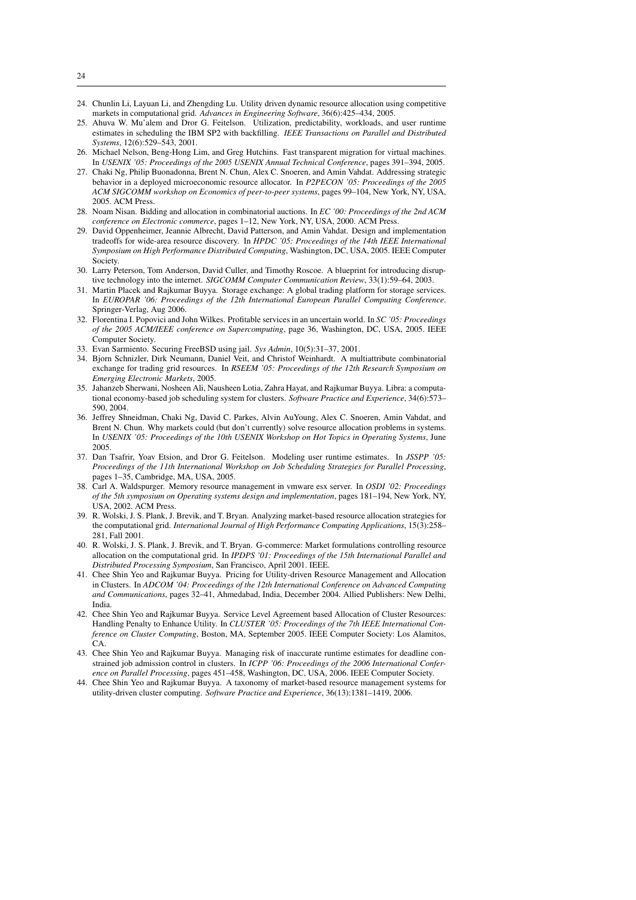24. Chunlin Li, Layuan Li, and Zhengding Lu. Utility driven dynamic resource allocation using competitive markets in computational grid. *Advances in Engineering Software*, 36(6):425–434, 2005.
25. Ahuva W. Mu'alem and Dror G. Feitelson. Utilization, predictability, workloads, and user runtime estimates in scheduling the IBM SP2 with backfilling. *IEEE Transactions on Parallel and Distributed Systems*, 12(6):529–543, 2001.
26. Michael Nelson, Beng-Hong Lim, and Greg Hutchins. Fast transparent migration for virtual machines. In *USENIX '05: Proceedings of the 2005 USENIX Annual Technical Conference*, pages 391–394, 2005.
27. Chaki Ng, Philip Buonadonna, Brent N. Chun, Alex C. Snoeren, and Amin Vahdat. Addressing strategic behavior in a deployed microeconomic resource allocator. In *P2PECON '05: Proceedings of the 2005 ACM SIGCOMM workshop on Economics of peer-to-peer systems*, pages 99–104, New York, NY, USA, 2005. ACM Press.
28. Noam Nisan. Bidding and allocation in combinatorial auctions. In *EC '00: Proceedings of the 2nd ACM conference on Electronic commerce*, pages 1–12, New York, NY, USA, 2000. ACM Press.
29. David Oppenheimer, Jeannie Albrecht, David Patterson, and Amin Vahdat. Design and implementation tradeoffs for wide-area resource discovery. In *HPDC '05: Proceedings of the 14th IEEE International Symposium on High Performance Distributed Computing*, Washington, DC, USA, 2005. IEEE Computer Society.
30. Larry Peterson, Tom Anderson, David Culler, and Timothy Roscoe. A blueprint for introducing disruptive technology into the internet. *SIGCOMM Computer Communication Review*, 33(1):59–64, 2003.
31. Martin Placek and Rajkumar Buyya. Storage exchange: A global trading platform for storage services. In *EUROPAR '06: Proceedings of the 12th International European Parallel Computing Conference*. Springer-Verlag, Aug 2006.
32. Florentina I. Popovici and John Wilkes. Profitable services in an uncertain world. In *SC '05: Proceedings of the 2005 ACM/IEEE conference on Supercomputing*, page 36, Washington, DC, USA, 2005. IEEE Computer Society.
33. Evan Sarmiento. Securing FreeBSD using jail. *Sys Admin*, 10(5):31–37, 2001.
34. Bjorn Schnizler, Dirk Neumann, Daniel Veit, and Christof Weinhardt. A multiattribute combinatorial exchange for trading grid resources. In *RSEEM '05: Proceedings of the 12th Research Symposium on Emerging Electronic Markets*, 2005.
35. Jahanzeb Sherwani, Nosheen Ali, Nausheen Lotia, Zahra Hayat, and Rajkumar Buyya. Libra: a computational economy-based job scheduling system for clusters. *Software Practice and Experience*, 34(6):573–590, 2004.
36. Jeffrey Shneidman, Chaki Ng, David C. Parkes, Alvin AuYoung, Alex C. Snoeren, Amin Vahdat, and Brent N. Chun. Why markets could (but don't currently) solve resource allocation problems in systems. In *USENIX '05: Proceedings of the 10th USENIX Workshop on Hot Topics in Operating Systems*, June 2005.
37. Dan Tsafrir, Yoav Etsion, and Dror G. Feitelson. Modeling user runtime estimates. In *JSSPP '05: Proceedings of the 11th International Workshop on Job Scheduling Strategies for Parallel Processing*, pages 1–35, Cambridge, MA, USA, 2005.
38. Carl A. Waldspurger. Memory resource management in vmware esx server. In *OSDI '02: Proceedings of the 5th symposium on Operating systems design and implementation*, pages 181–194, New York, NY, USA, 2002. ACM Press.
39. R. Wolski, J. S. Plank, J. Brevik, and T. Bryan. Analyzing market-based resource allocation strategies for the computational grid. *International Journal of High Performance Computing Applications*, 15(3):258–281, Fall 2001.
40. R. Wolski, J. S. Plank, J. Brevik, and T. Bryan. G-commerce: Market formulations controlling resource allocation on the computational grid. In *IPDPS '01: Proceedings of the 15th International Parallel and Distributed Processing Symposium*, San Francisco, April 2001. IEEE.
41. Chee Shin Yeo and Rajkumar Buyya. Pricing for Utility-driven Resource Management and Allocation in Clusters. In *ADCOM '04: Proceedings of the 12th International Conference on Advanced Computing and Communications*, pages 32–41, Ahmedabad, India, December 2004. Allied Publishers: New Delhi, India.
42. Chee Shin Yeo and Rajkumar Buyya. Service Level Agreement based Allocation of Cluster Resources: Handling Penalty to Enhance Utility. In *CLUSTER '05: Proceedings of the 7th IEEE International Conference on Cluster Computing*, Boston, MA, September 2005. IEEE Computer Society: Los Alamitos, CA.
43. Chee Shin Yeo and Rajkumar Buyya. Managing risk of inaccurate runtime estimates for deadline constrained job admission control in clusters. In *ICPP '06: Proceedings of the 2006 International Conference on Parallel Processing*, pages 451–458, Washington, DC, USA, 2006. IEEE Computer Society.
44. Chee Shin Yeo and Rajkumar Buyya. A taxonomy of market-based resource management systems for utility-driven cluster computing. *Software Practice and Experience*, 36(13):1381–1419, 2006.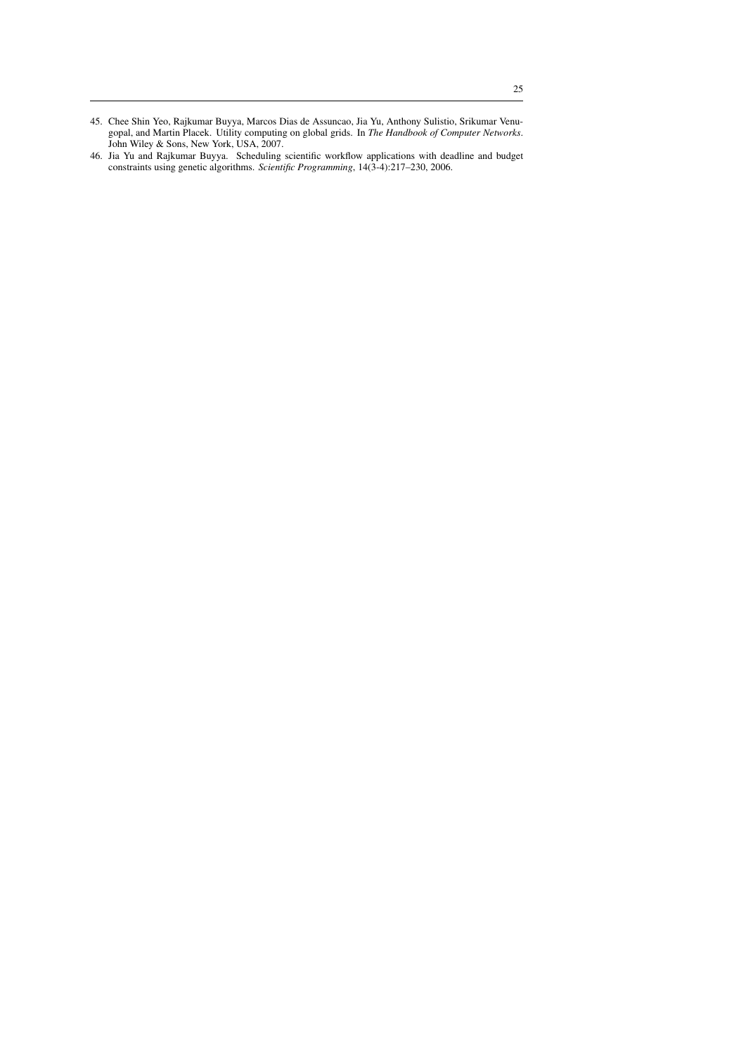45. Chee Shin Yeo, Rajkumar Buyya, Marcos Dias de Assuncao, Jia Yu, Anthony Sulistio, Srikumar Venugopal, and Martin Placek. Utility computing on global grids. In *The Handbook of Computer Networks*. John Wiley & Sons, New York, USA, 2007.
46. Jia Yu and Rajkumar Buyya. Scheduling scientific workflow applications with deadline and budget constraints using genetic algorithms. *Scientific Programming*, 14(3-4):217–230, 2006.